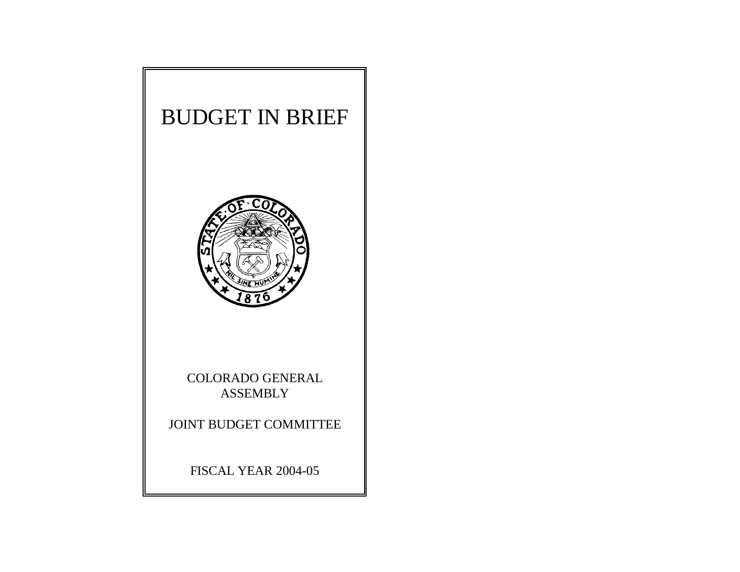# BUDGET IN BRIEF

COLORADO GENERAL ASSEMBLY

JOINT BUDGET COMMITTEE

FISCAL YEAR 2004-05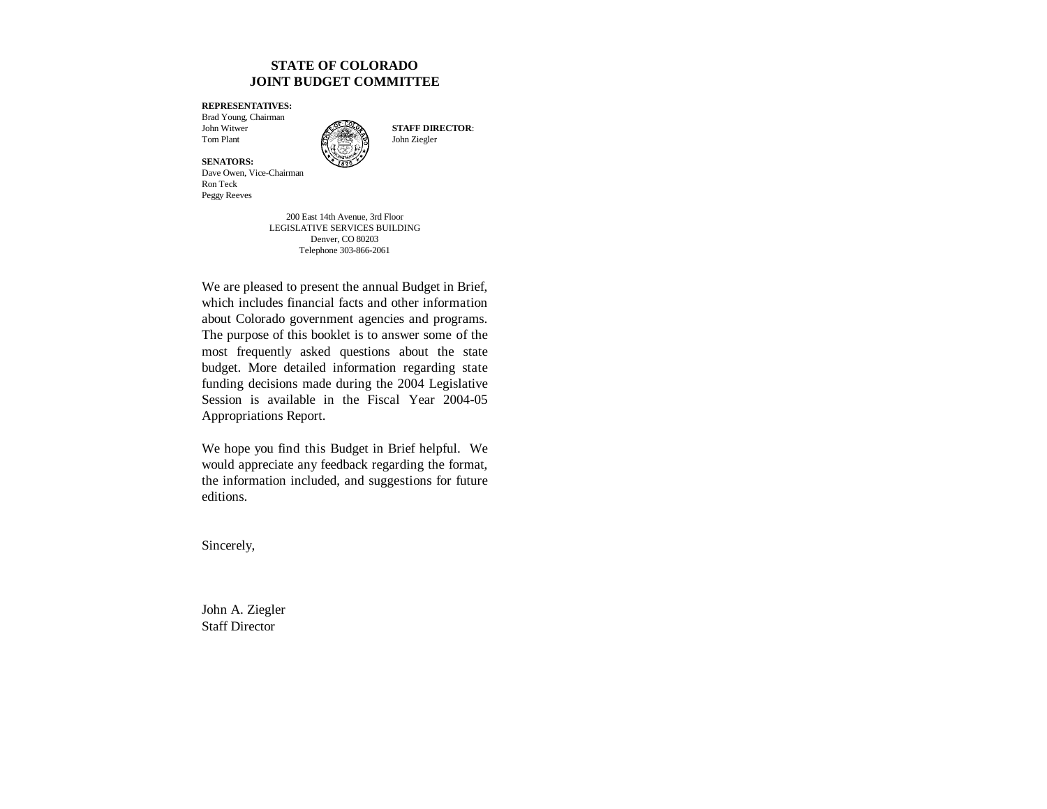**STATE OF COLORADO**
**JOINT BUDGET COMMITTEE**

**REPRESENTATIVES:**
Brad Young, Chairman
John Witwer
Tom Plant

**SENATORS:**
Dave Owen, Vice-Chairman
Ron Teck
Peggy Reeves

**STAFF DIRECTOR**:
John Ziegler

200 East 14th Avenue, 3rd Floor
LEGISLATIVE SERVICES BUILDING
Denver, CO 80203
Telephone 303-866-2061

We are pleased to present the annual Budget in Brief, which includes financial facts and other information about Colorado government agencies and programs. The purpose of this booklet is to answer some of the most frequently asked questions about the state budget. More detailed information regarding state funding decisions made during the 2004 Legislative Session is available in the Fiscal Year 2004-05 Appropriations Report.

We hope you find this Budget in Brief helpful. We would appreciate any feedback regarding the format, the information included, and suggestions for future editions.

Sincerely,

John A. Ziegler
Staff Director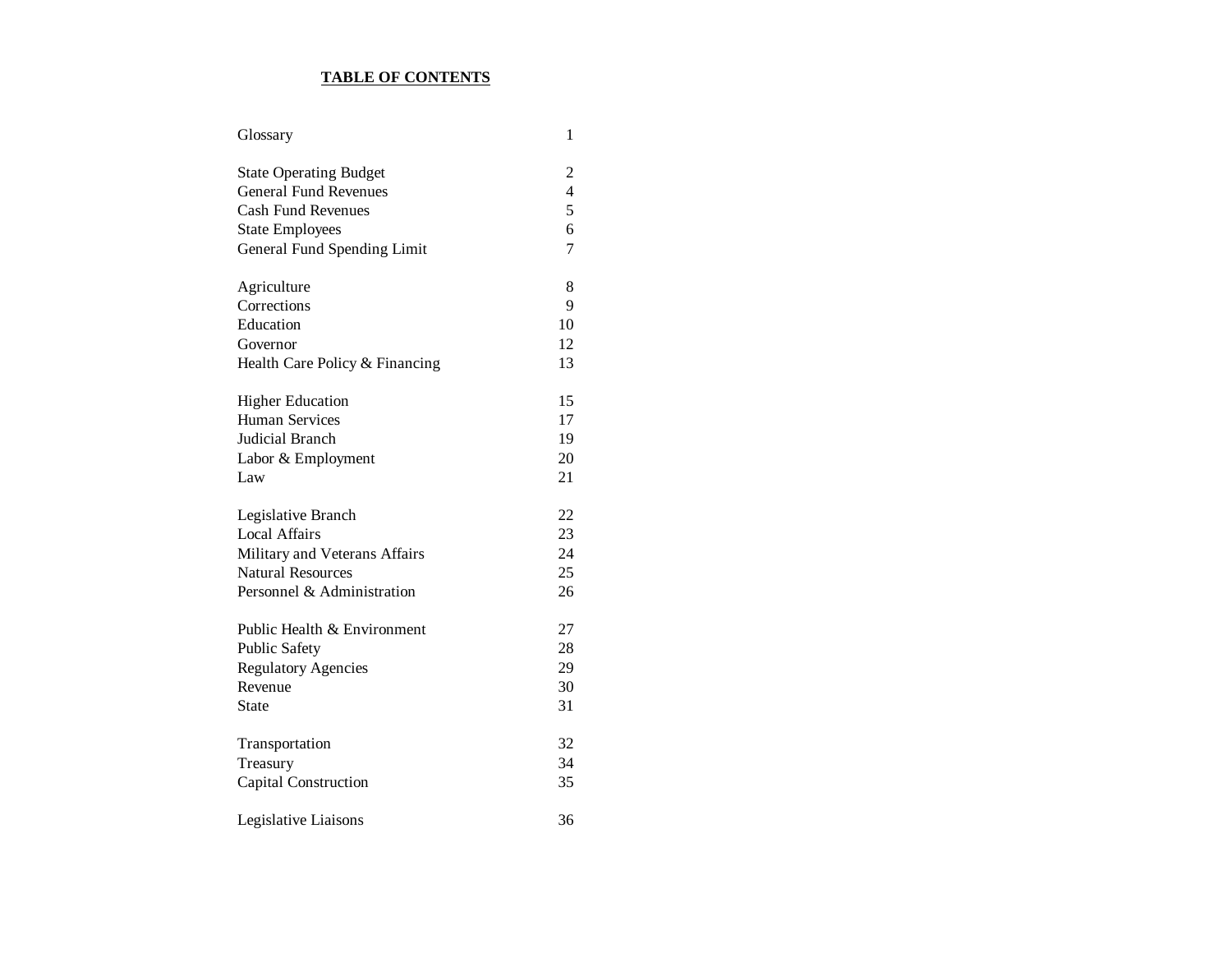# TABLE OF CONTENTS

| | |
|---|---|
| Glossary | 1 |
| | |
| State Operating Budget | 2 |
| General Fund Revenues | 4 |
| Cash Fund Revenues | 5 |
| State Employees | 6 |
| General Fund Spending Limit | 7 |
| | |
| Agriculture | 8 |
| Corrections | 9 |
| Education | 10 |
| Governor | 12 |
| Health Care Policy & Financing | 13 |
| | |
| Higher Education | 15 |
| Human Services | 17 |
| Judicial Branch | 19 |
| Labor & Employment | 20 |
| Law | 21 |
| | |
| Legislative Branch | 22 |
| Local Affairs | 23 |
| Military and Veterans Affairs | 24 |
| Natural Resources | 25 |
| Personnel & Administration | 26 |
| | |
| Public Health & Environment | 27 |
| Public Safety | 28 |
| Regulatory Agencies | 29 |
| Revenue | 30 |
| State | 31 |
| | |
| Transportation | 32 |
| Treasury | 34 |
| Capital Construction | 35 |
| | |
| Legislative Liaisons | 36 |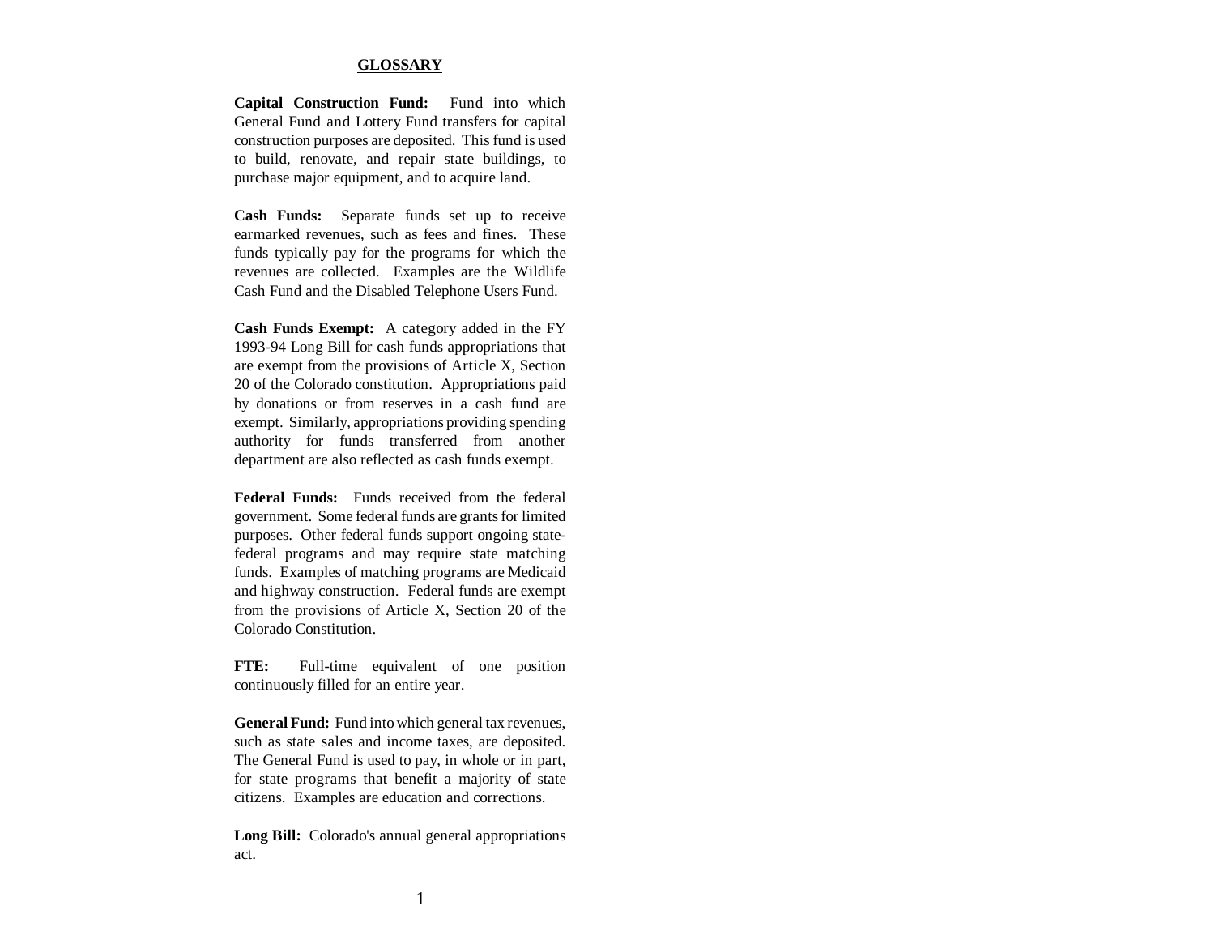## GLOSSARY

**Capital Construction Fund:** Fund into which General Fund and Lottery Fund transfers for capital construction purposes are deposited. This fund is used to build, renovate, and repair state buildings, to purchase major equipment, and to acquire land.

**Cash Funds:** Separate funds set up to receive earmarked revenues, such as fees and fines. These funds typically pay for the programs for which the revenues are collected. Examples are the Wildlife Cash Fund and the Disabled Telephone Users Fund.

**Cash Funds Exempt:** A category added in the FY 1993-94 Long Bill for cash funds appropriations that are exempt from the provisions of Article X, Section 20 of the Colorado constitution. Appropriations paid by donations or from reserves in a cash fund are exempt. Similarly, appropriations providing spending authority for funds transferred from another department are also reflected as cash funds exempt.

**Federal Funds:** Funds received from the federal government. Some federal funds are grants for limited purposes. Other federal funds support ongoing state-federal programs and may require state matching funds. Examples of matching programs are Medicaid and highway construction. Federal funds are exempt from the provisions of Article X, Section 20 of the Colorado Constitution.

**FTE:** Full-time equivalent of one position continuously filled for an entire year.

**General Fund:** Fund into which general tax revenues, such as state sales and income taxes, are deposited. The General Fund is used to pay, in whole or in part, for state programs that benefit a majority of state citizens. Examples are education and corrections.

**Long Bill:** Colorado's annual general appropriations act.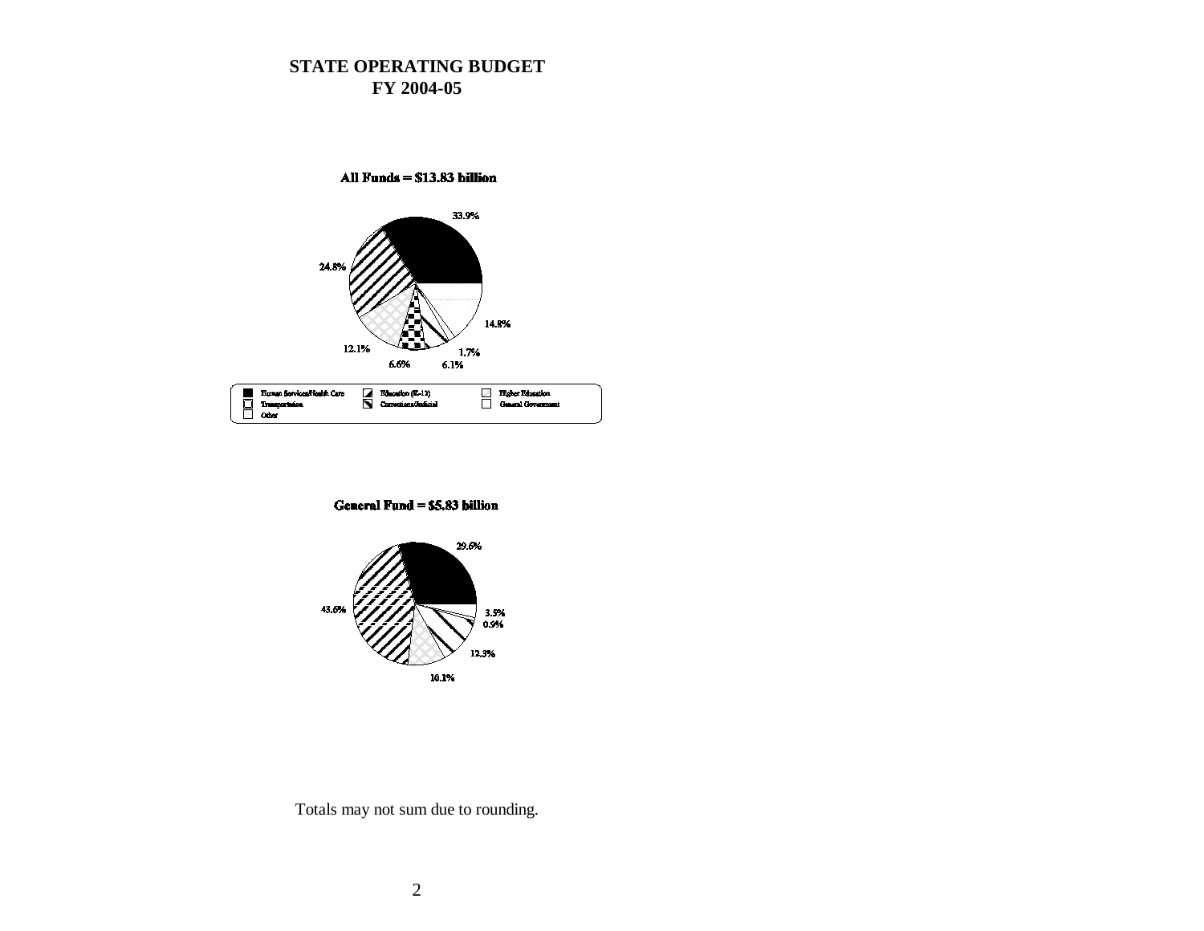# STATE OPERATING BUDGET
## FY 2004-05

**All Funds = $13.83 billion**

33.9%

24.8%

14.8%

12.1%

1.7%

6.6%

6.1%

- Human Services/Health Care
- Education (K-12)
- Higher Education
- Transportation
- Corrections/Judicial
- General Government
- Other

**General Fund = $5.83 billion**

29.6%

43.6%

3.5%

0.9%

12.3%

10.1%

Totals may not sum due to rounding.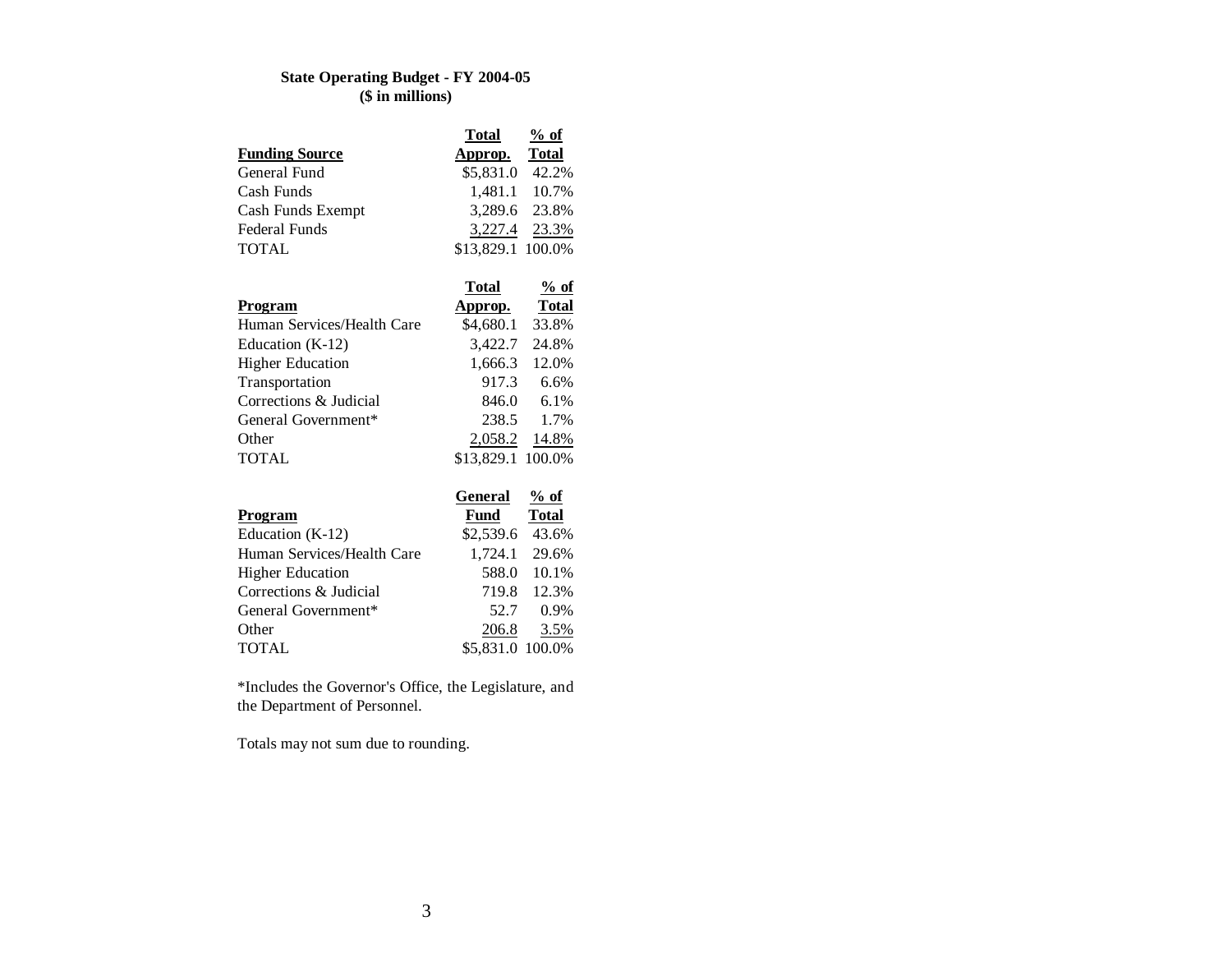**State Operating Budget - FY 2004-05**
**($ in millions)**

| Funding Source | Total Approp. | % of Total |
|---|---|---|
| General Fund | $5,831.0 | 42.2% |
| Cash Funds | 1,481.1 | 10.7% |
| Cash Funds Exempt | 3,289.6 | 23.8% |
| Federal Funds | 3,227.4 | 23.3% |
| TOTAL | $13,829.1 | 100.0% |

| Program | Total Approp. | % of Total |
|---|---|---|
| Human Services/Health Care | $4,680.1 | 33.8% |
| Education (K-12) | 3,422.7 | 24.8% |
| Higher Education | 1,666.3 | 12.0% |
| Transportation | 917.3 | 6.6% |
| Corrections & Judicial | 846.0 | 6.1% |
| General Government* | 238.5 | 1.7% |
| Other | 2,058.2 | 14.8% |
| TOTAL | $13,829.1 | 100.0% |

| Program | General Fund | % of Total |
|---|---|---|
| Education (K-12) | $2,539.6 | 43.6% |
| Human Services/Health Care | 1,724.1 | 29.6% |
| Higher Education | 588.0 | 10.1% |
| Corrections & Judicial | 719.8 | 12.3% |
| General Government* | 52.7 | 0.9% |
| Other | 206.8 | 3.5% |
| TOTAL | $5,831.0 | 100.0% |

*Includes the Governor's Office, the Legislature, and the Department of Personnel.

Totals may not sum due to rounding.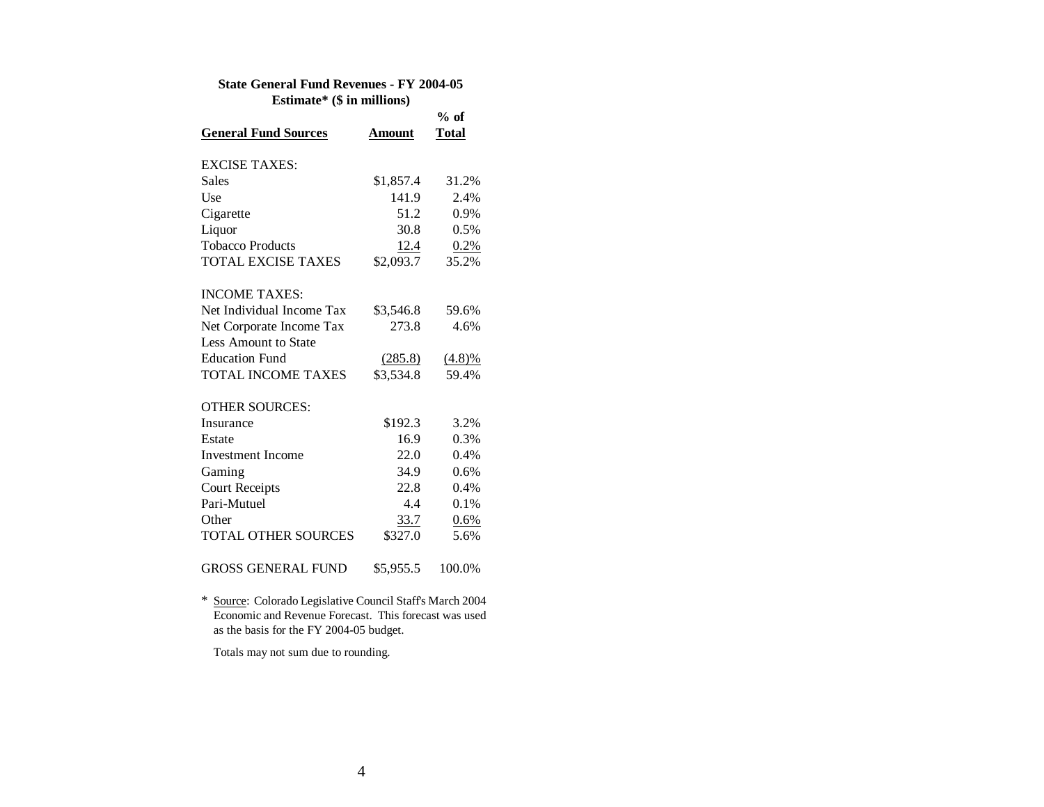**State General Fund Revenues - FY 2004-05**
**Estimate* ($ in millions)**

| General Fund Sources | Amount | % of Total |
|---|---|---|
| EXCISE TAXES: | | |
| Sales | $1,857.4 | 31.2% |
| Use | 141.9 | 2.4% |
| Cigarette | 51.2 | 0.9% |
| Liquor | 30.8 | 0.5% |
| Tobacco Products | 12.4 | 0.2% |
| TOTAL EXCISE TAXES | $2,093.7 | 35.2% |
| INCOME TAXES: | | |
| Net Individual Income Tax | $3,546.8 | 59.6% |
| Net Corporate Income Tax | 273.8 | 4.6% |
| Less Amount to State Education Fund | (285.8) | (4.8)% |
| TOTAL INCOME TAXES | $3,534.8 | 59.4% |
| OTHER SOURCES: | | |
| Insurance | $192.3 | 3.2% |
| Estate | 16.9 | 0.3% |
| Investment Income | 22.0 | 0.4% |
| Gaming | 34.9 | 0.6% |
| Court Receipts | 22.8 | 0.4% |
| Pari-Mutuel | 4.4 | 0.1% |
| Other | 33.7 | 0.6% |
| TOTAL OTHER SOURCES | $327.0 | 5.6% |
| GROSS GENERAL FUND | $5,955.5 | 100.0% |

* Source: Colorado Legislative Council Staff's March 2004 Economic and Revenue Forecast. This forecast was used as the basis for the FY 2004-05 budget.

Totals may not sum due to rounding.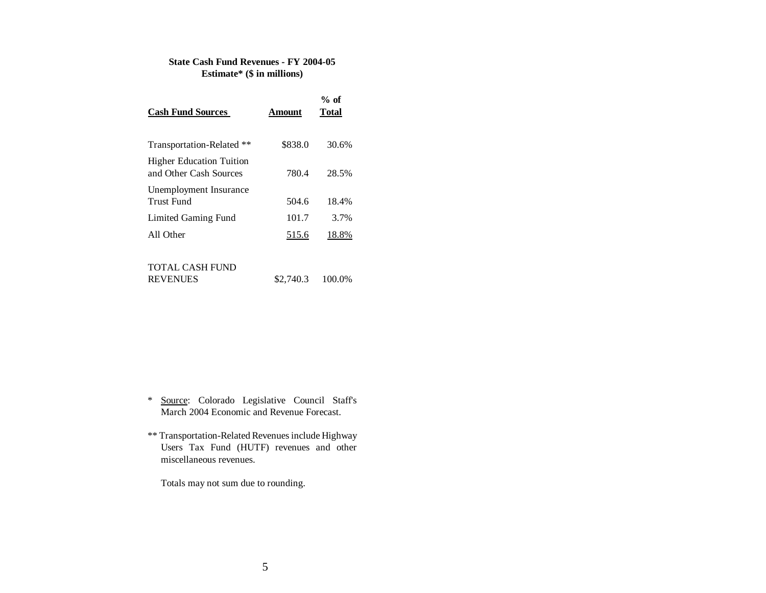**State Cash Fund Revenues - FY 2004-05**
**Estimate* ($ in millions)**

| Cash Fund Sources | Amount | % of Total |
|---|---|---|
| Transportation-Related ** | $838.0 | 30.6% |
| Higher Education Tuition and Other Cash Sources | 780.4 | 28.5% |
| Unemployment Insurance Trust Fund | 504.6 | 18.4% |
| Limited Gaming Fund | 101.7 | 3.7% |
| All Other | 515.6 | 18.8% |
| TOTAL CASH FUND REVENUES | $2,740.3 | 100.0% |

\* Source: Colorado Legislative Council Staff's March 2004 Economic and Revenue Forecast.

** Transportation-Related Revenues include Highway Users Tax Fund (HUTF) revenues and other miscellaneous revenues.

Totals may not sum due to rounding.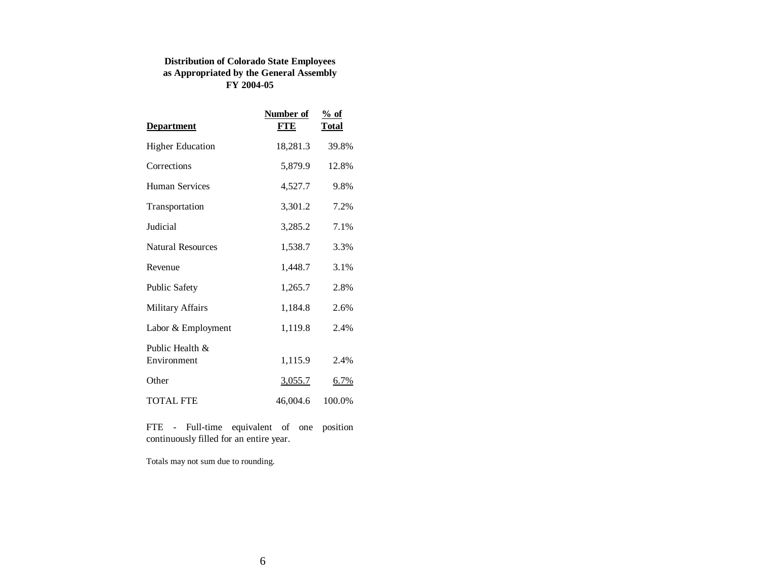**Distribution of Colorado State Employees as Appropriated by the General Assembly FY 2004-05**

| Department | Number of FTE | % of Total |
|---|---|---|
| Higher Education | 18,281.3 | 39.8% |
| Corrections | 5,879.9 | 12.8% |
| Human Services | 4,527.7 | 9.8% |
| Transportation | 3,301.2 | 7.2% |
| Judicial | 3,285.2 | 7.1% |
| Natural Resources | 1,538.7 | 3.3% |
| Revenue | 1,448.7 | 3.1% |
| Public Safety | 1,265.7 | 2.8% |
| Military Affairs | 1,184.8 | 2.6% |
| Labor & Employment | 1,119.8 | 2.4% |
| Public Health & Environment | 1,115.9 | 2.4% |
| Other | 3,055.7 | 6.7% |
| TOTAL FTE | 46,004.6 | 100.0% |

FTE - Full-time equivalent of one position continuously filled for an entire year.

Totals may not sum due to rounding.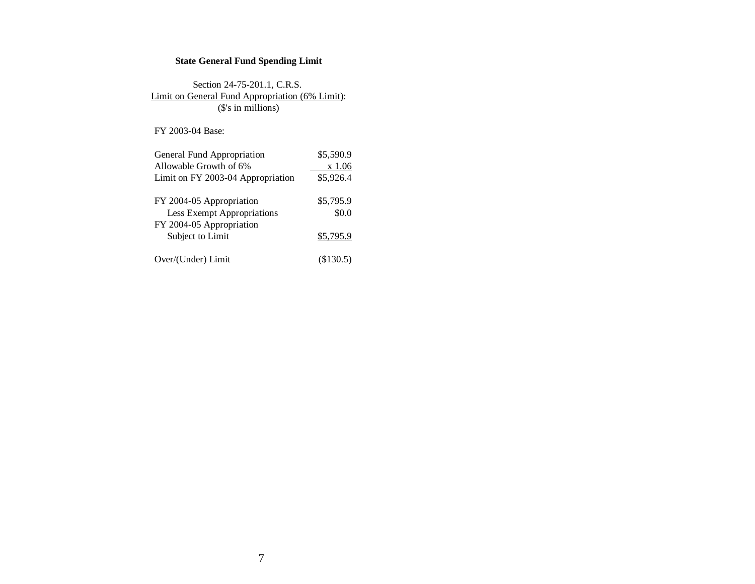**State General Fund Spending Limit**

Section 24-75-201.1, C.R.S.
Limit on General Fund Appropriation (6% Limit):
($'s in millions)

FY 2003-04 Base:

| | |
|---|---|
| General Fund Appropriation | $5,590.9 |
| Allowable Growth of 6% | x 1.06 |
| Limit on FY 2003-04 Appropriation | $5,926.4 |
| | |
| FY 2004-05 Appropriation | $5,795.9 |
| Less Exempt Appropriations | $0.0 |
| FY 2004-05 Appropriation Subject to Limit | $5,795.9 |
| | |
| Over/(Under) Limit | ($130.5) |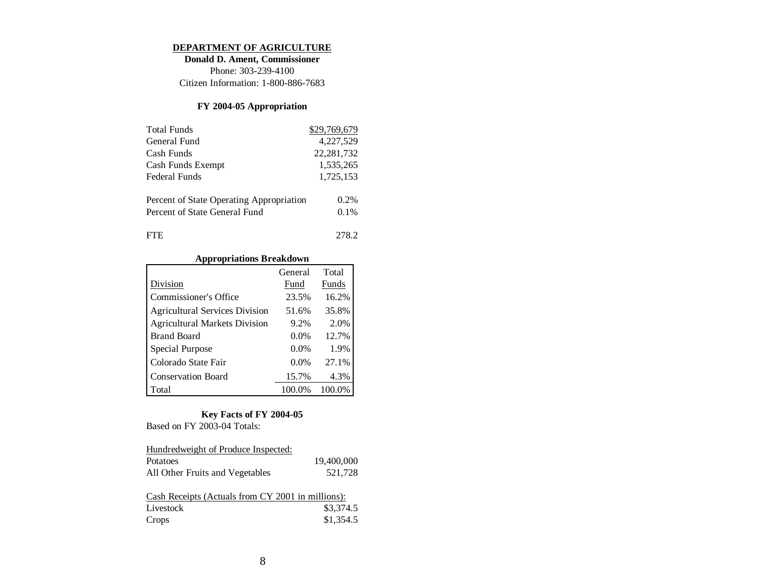## DEPARTMENT OF AGRICULTURE

**Donald D. Ament, Commissioner**
Phone: 303-239-4100
Citizen Information: 1-800-886-7683

### FY 2004-05 Appropriation

| | |
|---|---|
| Total Funds | $29,769,679 |
| General Fund | 4,227,529 |
| Cash Funds | 22,281,732 |
| Cash Funds Exempt | 1,535,265 |
| Federal Funds | 1,725,153 |
| | |
| Percent of State Operating Appropriation | 0.2% |
| Percent of State General Fund | 0.1% |
| | |
| FTE | 278.2 |

### Appropriations Breakdown

| Division | General Fund | Total Funds |
|---|---|---|
| Commissioner's Office | 23.5% | 16.2% |
| Agricultural Services Division | 51.6% | 35.8% |
| Agricultural Markets Division | 9.2% | 2.0% |
| Brand Board | 0.0% | 12.7% |
| Special Purpose | 0.0% | 1.9% |
| Colorado State Fair | 0.0% | 27.1% |
| Conservation Board | 15.7% | 4.3% |
| Total | 100.0% | 100.0% |

### Key Facts of FY 2004-05

Based on FY 2003-04 Totals:

| Hundredweight of Produce Inspected: | |
|---|---|
| Potatoes | 19,400,000 |
| All Other Fruits and Vegetables | 521,728 |

| Cash Receipts (Actuals from CY 2001 in millions): | |
|---|---|
| Livestock | $3,374.5 |
| Crops | $1,354.5 |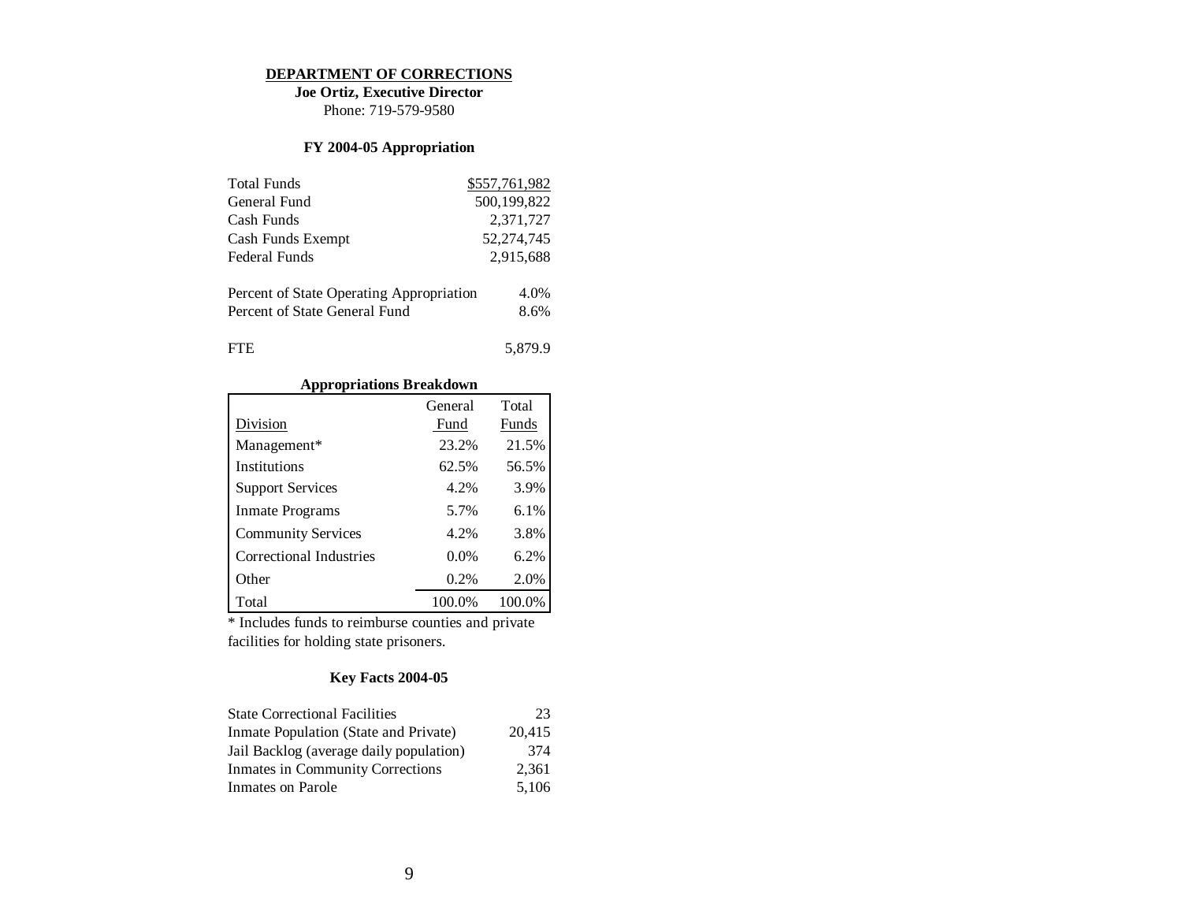## DEPARTMENT OF CORRECTIONS

**Joe Ortiz, Executive Director**

Phone: 719-579-9580

### FY 2004-05 Appropriation

| | |
|---|---:|
| Total Funds | $557,761,982 |
| General Fund | 500,199,822 |
| Cash Funds | 2,371,727 |
| Cash Funds Exempt | 52,274,745 |
| Federal Funds | 2,915,688 |

| | |
|---|---:|
| Percent of State Operating Appropriation | 4.0% |
| Percent of State General Fund | 8.6% |

| | |
|---|---:|
| FTE | 5,879.9 |

### Appropriations Breakdown

| Division | General Fund | Total Funds |
|---|---:|---:|
| Management* | 23.2% | 21.5% |
| Institutions | 62.5% | 56.5% |
| Support Services | 4.2% | 3.9% |
| Inmate Programs | 5.7% | 6.1% |
| Community Services | 4.2% | 3.8% |
| Correctional Industries | 0.0% | 6.2% |
| Other | 0.2% | 2.0% |
| Total | 100.0% | 100.0% |

* Includes funds to reimburse counties and private facilities for holding state prisoners.

### Key Facts 2004-05

| | |
|---|---:|
| State Correctional Facilities | 23 |
| Inmate Population (State and Private) | 20,415 |
| Jail Backlog (average daily population) | 374 |
| Inmates in Community Corrections | 2,361 |
| Inmates on Parole | 5,106 |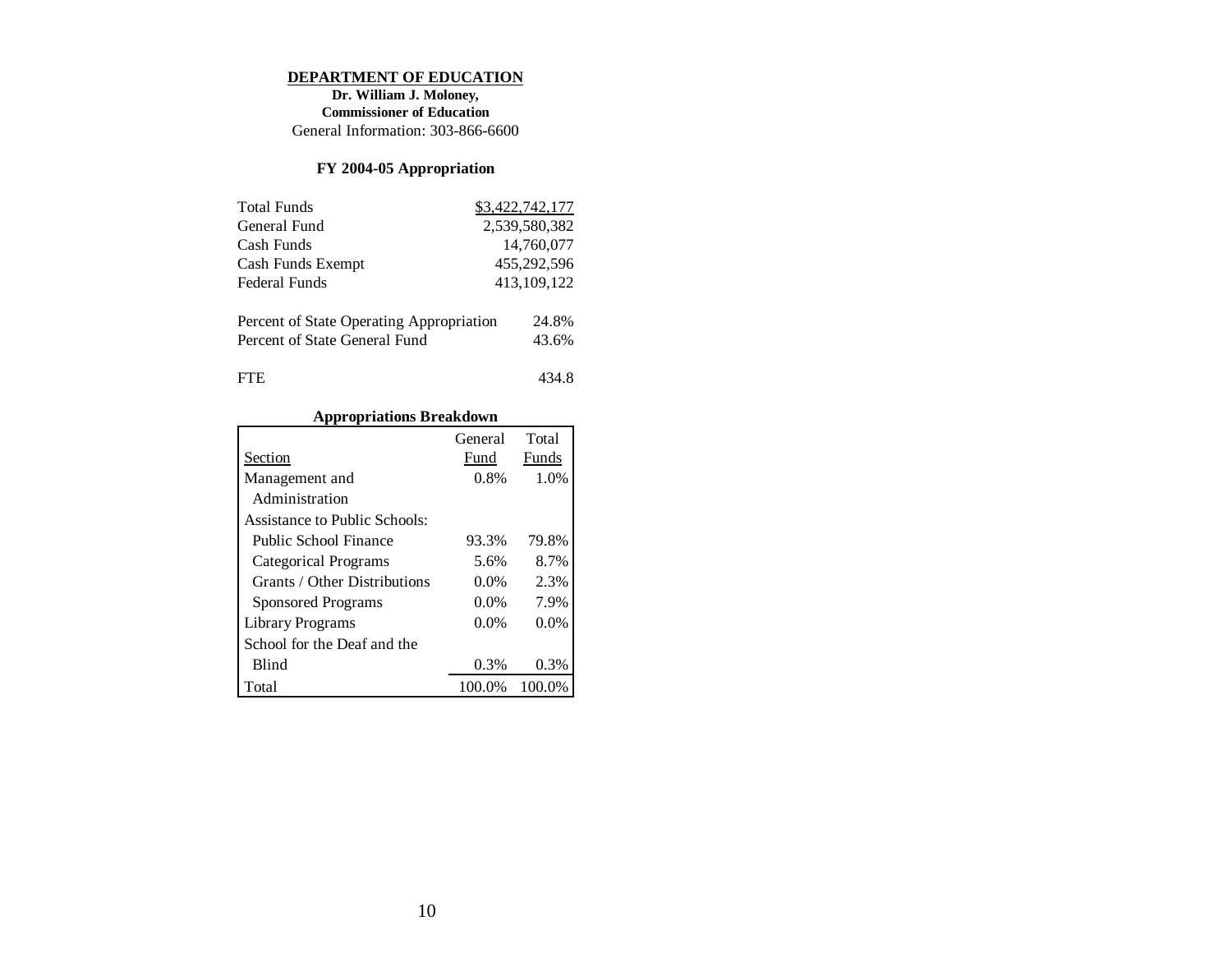## DEPARTMENT OF EDUCATION

**Dr. William J. Moloney,**
**Commissioner of Education**
General Information: 303-866-6600

### FY 2004-05 Appropriation

| | |
|---|---:|
| Total Funds | $3,422,742,177 |
| General Fund | 2,539,580,382 |
| Cash Funds | 14,760,077 |
| Cash Funds Exempt | 455,292,596 |
| Federal Funds | 413,109,122 |

| | |
|---|---:|
| Percent of State Operating Appropriation | 24.8% |
| Percent of State General Fund | 43.6% |

| | |
|---|---:|
| FTE | 434.8 |

### Appropriations Breakdown

| Section | General Fund | Total Funds |
|---|---:|---:|
| Management and Administration | 0.8% | 1.0% |
| Assistance to Public Schools: | | |
| Public School Finance | 93.3% | 79.8% |
| Categorical Programs | 5.6% | 8.7% |
| Grants / Other Distributions | 0.0% | 2.3% |
| Sponsored Programs | 0.0% | 7.9% |
| Library Programs | 0.0% | 0.0% |
| School for the Deaf and the Blind | 0.3% | 0.3% |
| Total | 100.0% | 100.0% |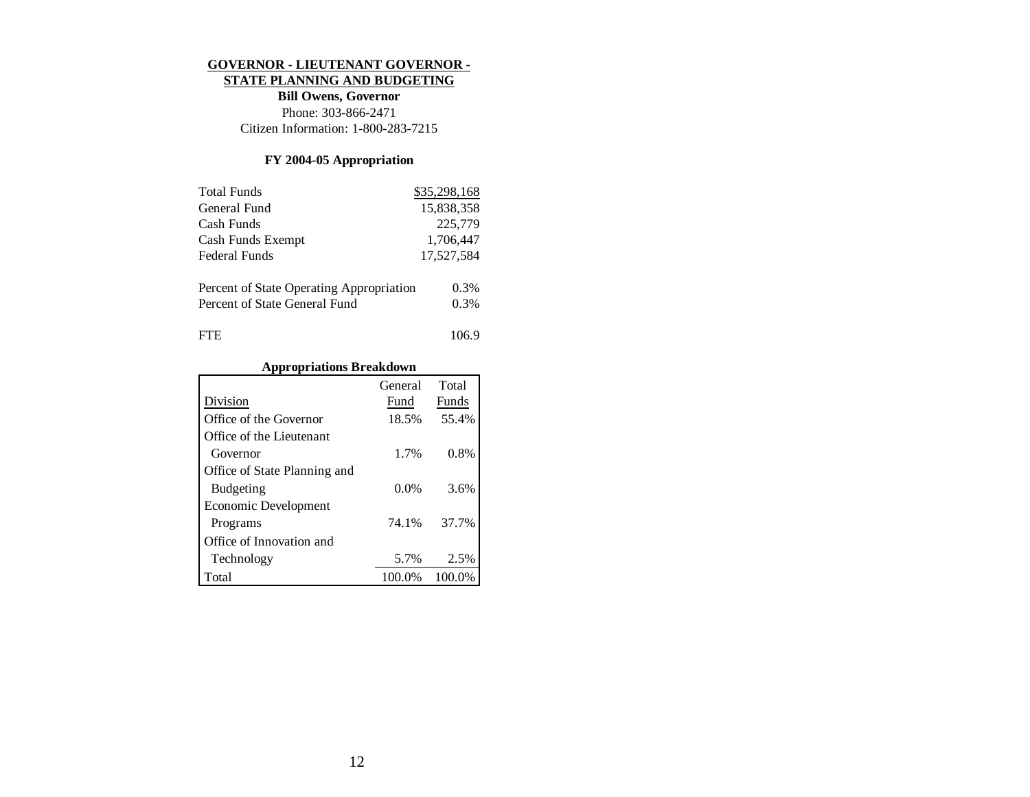## GOVERNOR - LIEUTENANT GOVERNOR - STATE PLANNING AND BUDGETING

**Bill Owens, Governor**

Phone: 303-866-2471

Citizen Information: 1-800-283-7215

### FY 2004-05 Appropriation

| | |
|---|---|
| Total Funds | $35,298,168 |
| General Fund | 15,838,358 |
| Cash Funds | 225,779 |
| Cash Funds Exempt | 1,706,447 |
| Federal Funds | 17,527,584 |
| | |
| Percent of State Operating Appropriation | 0.3% |
| Percent of State General Fund | 0.3% |
| | |
| FTE | 106.9 |

**Appropriations Breakdown**

| Division | General Fund | Total Funds |
|---|---|---|
| Office of the Governor | 18.5% | 55.4% |
| Office of the Lieutenant Governor | 1.7% | 0.8% |
| Office of State Planning and Budgeting | 0.0% | 3.6% |
| Economic Development Programs | 74.1% | 37.7% |
| Office of Innovation and Technology | 5.7% | 2.5% |
| Total | 100.0% | 100.0% |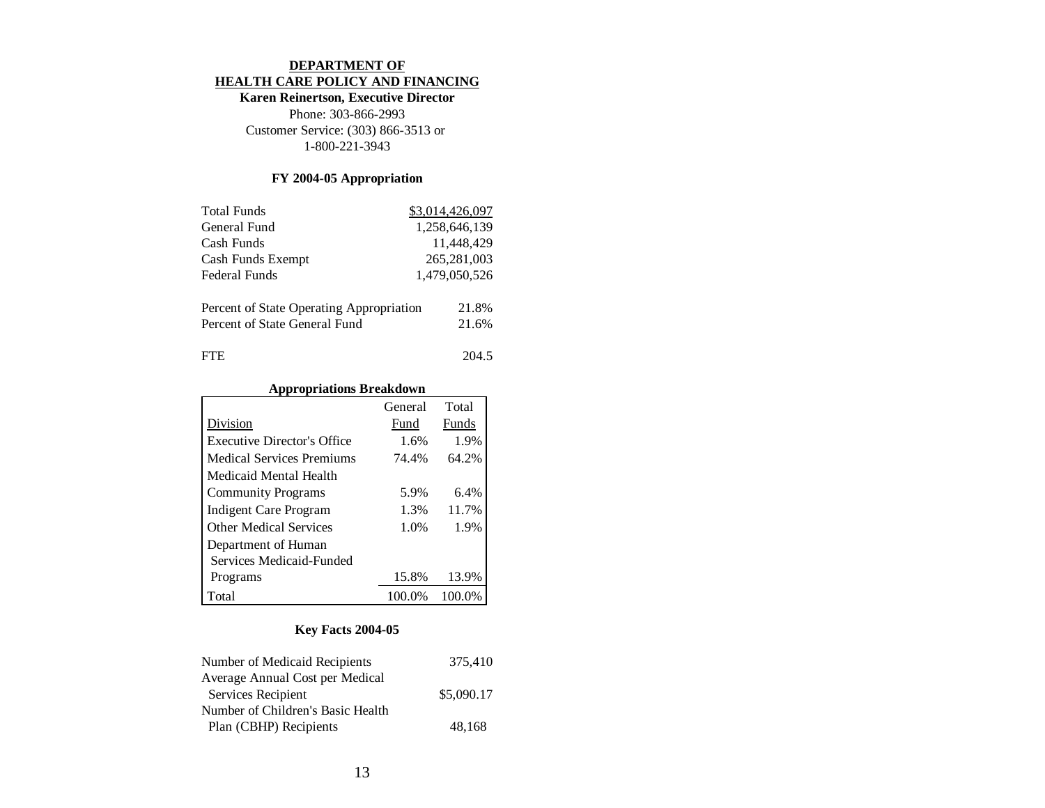**DEPARTMENT OF**
**HEALTH CARE POLICY AND FINANCING**
**Karen Reinertson, Executive Director**

Phone: 303-866-2993
Customer Service: (303) 866-3513 or
1-800-221-3943

### FY 2004-05 Appropriation

| | |
|---|---|
| Total Funds | $3,014,426,097 |
| General Fund | 1,258,646,139 |
| Cash Funds | 11,448,429 |
| Cash Funds Exempt | 265,281,003 |
| Federal Funds | 1,479,050,526 |

| | |
|---|---|
| Percent of State Operating Appropriation | 21.8% |
| Percent of State General Fund | 21.6% |

| | |
|---|---|
| FTE | 204.5 |

### Appropriations Breakdown

| Division | General Fund | Total Funds |
|---|---|---|
| Executive Director's Office | 1.6% | 1.9% |
| Medical Services Premiums | 74.4% | 64.2% |
| Medicaid Mental Health Community Programs | 5.9% | 6.4% |
| Indigent Care Program | 1.3% | 11.7% |
| Other Medical Services | 1.0% | 1.9% |
| Department of Human Services Medicaid-Funded Programs | 15.8% | 13.9% |
| Total | 100.0% | 100.0% |

### Key Facts 2004-05

| | |
|---|---|
| Number of Medicaid Recipients | 375,410 |
| Average Annual Cost per Medical Services Recipient | $5,090.17 |
| Number of Children's Basic Health Plan (CBHP) Recipients | 48,168 |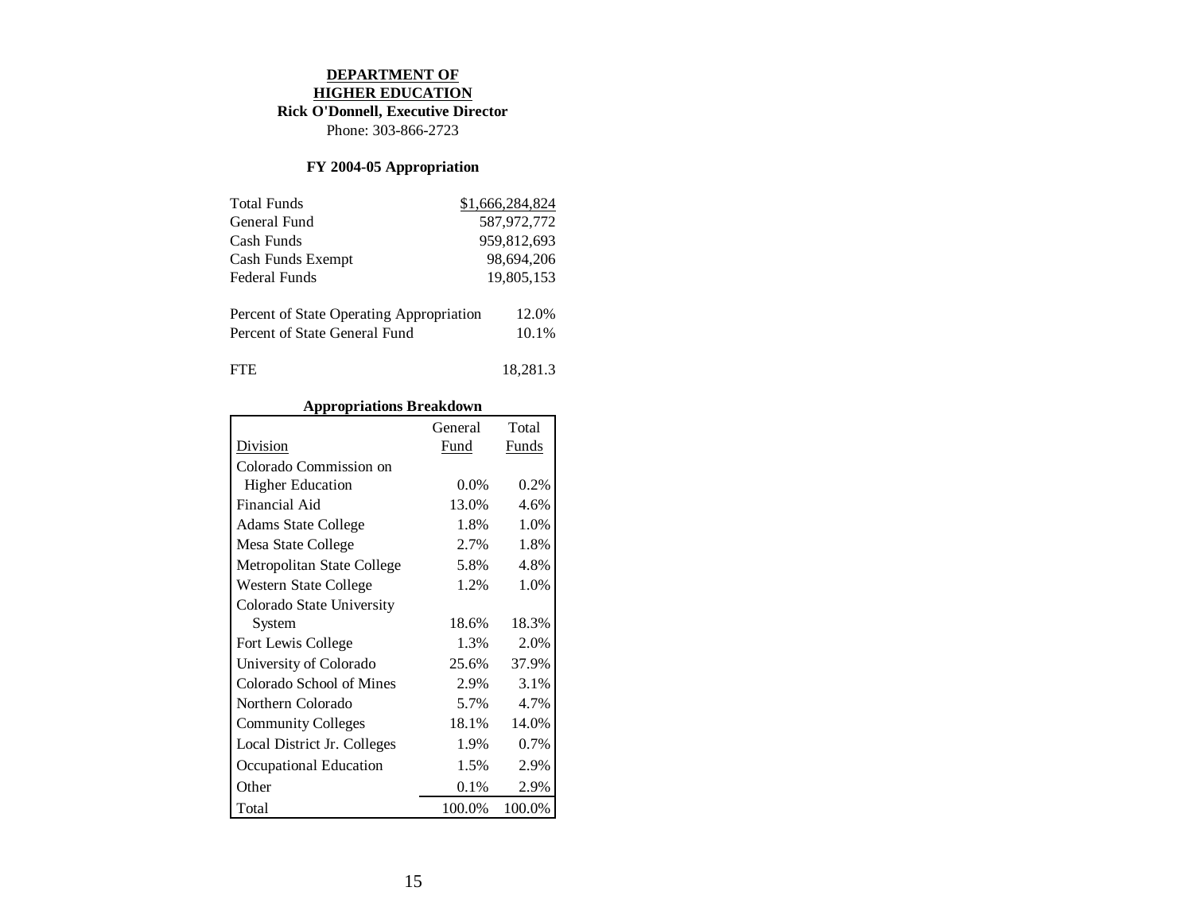# DEPARTMENT OF HIGHER EDUCATION

**Rick O'Donnell, Executive Director**

Phone: 303-866-2723

### FY 2004-05 Appropriation

| | |
|---|---:|
| Total Funds | $1,666,284,824 |
| General Fund | 587,972,772 |
| Cash Funds | 959,812,693 |
| Cash Funds Exempt | 98,694,206 |
| Federal Funds | 19,805,153 |
| | |
| Percent of State Operating Appropriation | 12.0% |
| Percent of State General Fund | 10.1% |
| | |
| FTE | 18,281.3 |

### Appropriations Breakdown

| Division | General Fund | Total Funds |
|---|---:|---:|
| Colorado Commission on Higher Education | 0.0% | 0.2% |
| Financial Aid | 13.0% | 4.6% |
| Adams State College | 1.8% | 1.0% |
| Mesa State College | 2.7% | 1.8% |
| Metropolitan State College | 5.8% | 4.8% |
| Western State College | 1.2% | 1.0% |
| Colorado State University System | 18.6% | 18.3% |
| Fort Lewis College | 1.3% | 2.0% |
| University of Colorado | 25.6% | 37.9% |
| Colorado School of Mines | 2.9% | 3.1% |
| Northern Colorado | 5.7% | 4.7% |
| Community Colleges | 18.1% | 14.0% |
| Local District Jr. Colleges | 1.9% | 0.7% |
| Occupational Education | 1.5% | 2.9% |
| Other | 0.1% | 2.9% |
| Total | 100.0% | 100.0% |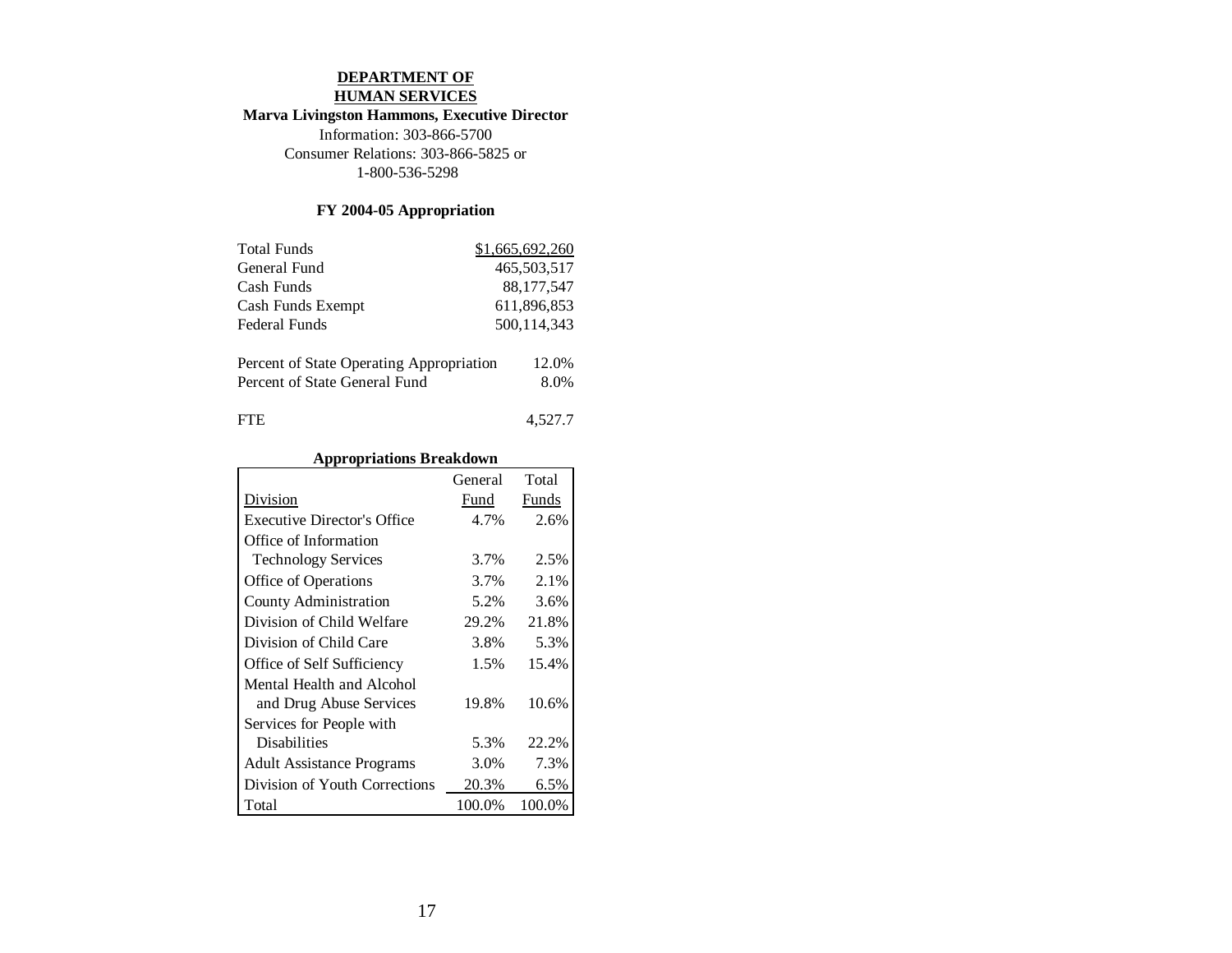## DEPARTMENT OF HUMAN SERVICES

**Marva Livingston Hammons, Executive Director**

Information: 303-866-5700

Consumer Relations: 303-866-5825 or 1-800-536-5298

### FY 2004-05 Appropriation

| | |
|---|---:|
| Total Funds | $1,665,692,260 |
| General Fund | 465,503,517 |
| Cash Funds | 88,177,547 |
| Cash Funds Exempt | 611,896,853 |
| Federal Funds | 500,114,343 |
| | |
| Percent of State Operating Appropriation | 12.0% |
| Percent of State General Fund | 8.0% |
| | |
| FTE | 4,527.7 |

### Appropriations Breakdown

| Division | General Fund | Total Funds |
|---|---:|---:|
| Executive Director's Office | 4.7% | 2.6% |
| Office of Information Technology Services | 3.7% | 2.5% |
| Office of Operations | 3.7% | 2.1% |
| County Administration | 5.2% | 3.6% |
| Division of Child Welfare | 29.2% | 21.8% |
| Division of Child Care | 3.8% | 5.3% |
| Office of Self Sufficiency | 1.5% | 15.4% |
| Mental Health and Alcohol and Drug Abuse Services | 19.8% | 10.6% |
| Services for People with Disabilities | 5.3% | 22.2% |
| Adult Assistance Programs | 3.0% | 7.3% |
| Division of Youth Corrections | 20.3% | 6.5% |
| Total | 100.0% | 100.0% |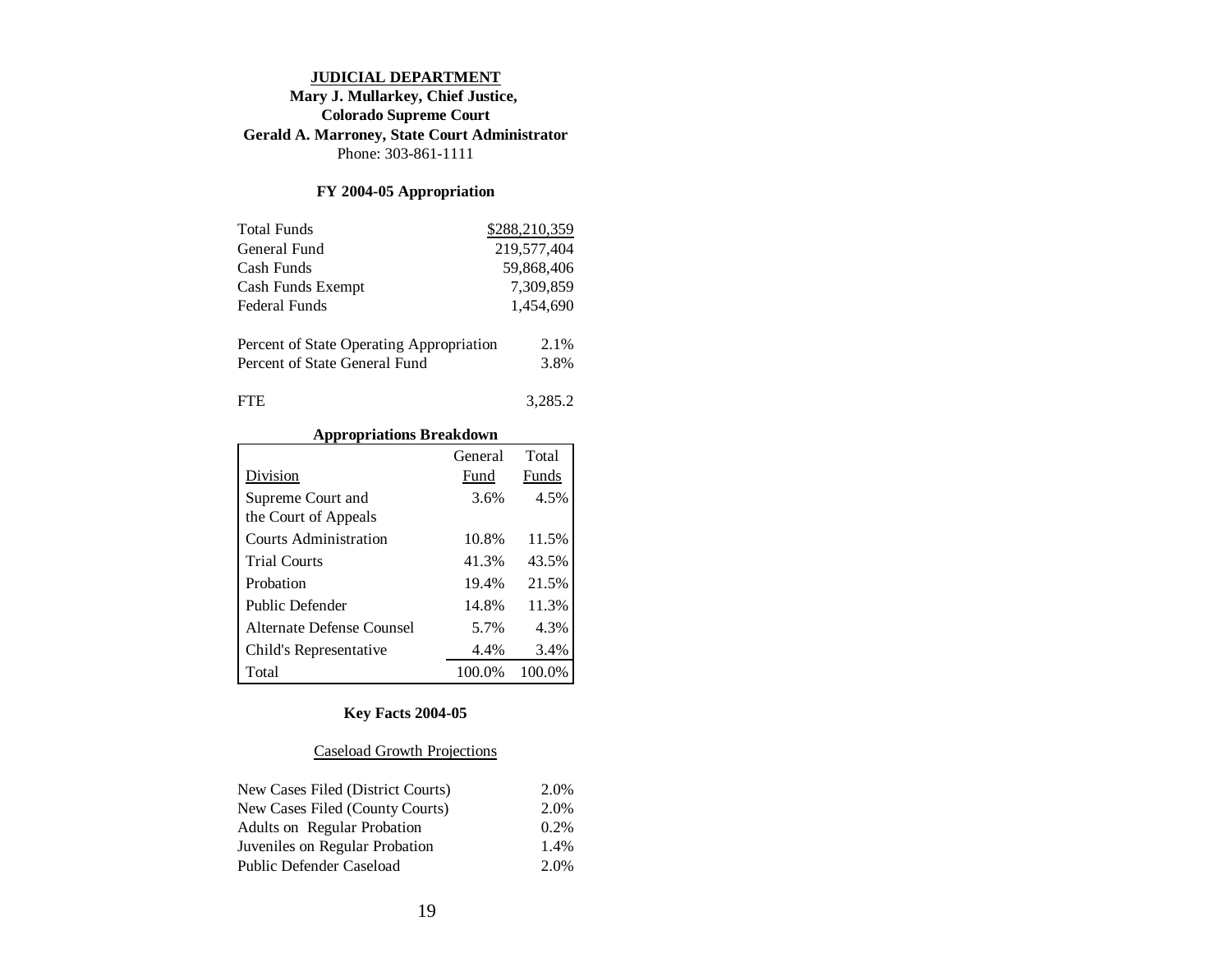## JUDICIAL DEPARTMENT

**Mary J. Mullarkey, Chief Justice,**
**Colorado Supreme Court**
**Gerald A. Marroney, State Court Administrator**
Phone: 303-861-1111

### FY 2004-05 Appropriation

| | |
|---|---|
| Total Funds | $288,210,359 |
| General Fund | 219,577,404 |
| Cash Funds | 59,868,406 |
| Cash Funds Exempt | 7,309,859 |
| Federal Funds | 1,454,690 |

| | |
|---|---|
| Percent of State Operating Appropriation | 2.1% |
| Percent of State General Fund | 3.8% |

| | |
|---|---|
| FTE | 3,285.2 |

### Appropriations Breakdown

| Division | General Fund | Total Funds |
|---|---|---|
| Supreme Court and the Court of Appeals | 3.6% | 4.5% |
| Courts Administration | 10.8% | 11.5% |
| Trial Courts | 41.3% | 43.5% |
| Probation | 19.4% | 21.5% |
| Public Defender | 14.8% | 11.3% |
| Alternate Defense Counsel | 5.7% | 4.3% |
| Child's Representative | 4.4% | 3.4% |
| Total | 100.0% | 100.0% |

### Key Facts 2004-05

Caseload Growth Projections

| | |
|---|---|
| New Cases Filed (District Courts) | 2.0% |
| New Cases Filed (County Courts) | 2.0% |
| Adults on Regular Probation | 0.2% |
| Juveniles on Regular Probation | 1.4% |
| Public Defender Caseload | 2.0% |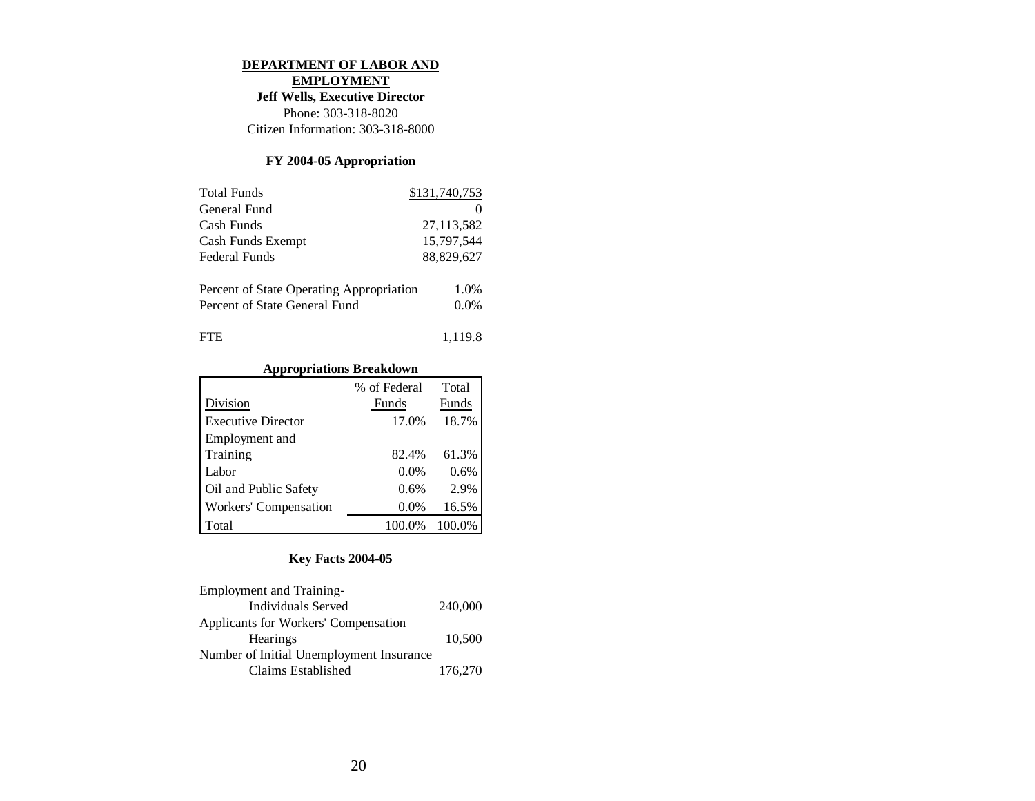## DEPARTMENT OF LABOR AND EMPLOYMENT

**Jeff Wells, Executive Director**
Phone: 303-318-8020
Citizen Information: 303-318-8000

### FY 2004-05 Appropriation

| | |
|---|---|
| Total Funds | $131,740,753 |
| General Fund | 0 |
| Cash Funds | 27,113,582 |
| Cash Funds Exempt | 15,797,544 |
| Federal Funds | 88,829,627 |
| | |
| Percent of State Operating Appropriation | 1.0% |
| Percent of State General Fund | 0.0% |
| | |
| FTE | 1,119.8 |

### Appropriations Breakdown

| Division | % of Federal Funds | Total Funds |
|---|---|---|
| Executive Director | 17.0% | 18.7% |
| Employment and Training | 82.4% | 61.3% |
| Labor | 0.0% | 0.6% |
| Oil and Public Safety | 0.6% | 2.9% |
| Workers' Compensation | 0.0% | 16.5% |
| Total | 100.0% | 100.0% |

### Key Facts 2004-05

| | |
|---|---|
| Employment and Training- Individuals Served | 240,000 |
| Applicants for Workers' Compensation Hearings | 10,500 |
| Number of Initial Unemployment Insurance Claims Established | 176,270 |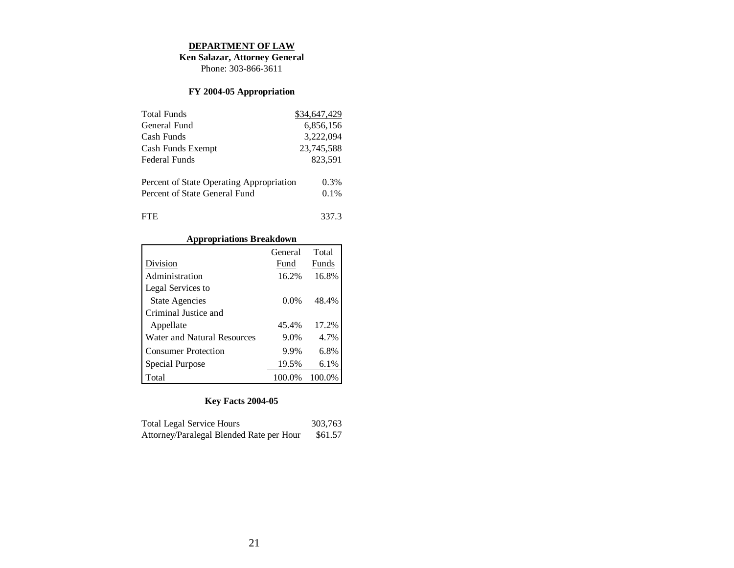**DEPARTMENT OF LAW**

**Ken Salazar, Attorney General**

Phone: 303-866-3611

### FY 2004-05 Appropriation

| | |
|---|---|
| Total Funds | $34,647,429 |
| General Fund | 6,856,156 |
| Cash Funds | 3,222,094 |
| Cash Funds Exempt | 23,745,588 |
| Federal Funds | 823,591 |
| | |
| Percent of State Operating Appropriation | 0.3% |
| Percent of State General Fund | 0.1% |
| | |
| FTE | 337.3 |

### Appropriations Breakdown

| Division | General Fund | Total Funds |
|---|---|---|
| Administration | 16.2% | 16.8% |
| Legal Services to State Agencies | 0.0% | 48.4% |
| Criminal Justice and Appellate | 45.4% | 17.2% |
| Water and Natural Resources | 9.0% | 4.7% |
| Consumer Protection | 9.9% | 6.8% |
| Special Purpose | 19.5% | 6.1% |
| Total | 100.0% | 100.0% |

### Key Facts 2004-05

| | |
|---|---|
| Total Legal Service Hours | 303,763 |
| Attorney/Paralegal Blended Rate per Hour | $61.57 |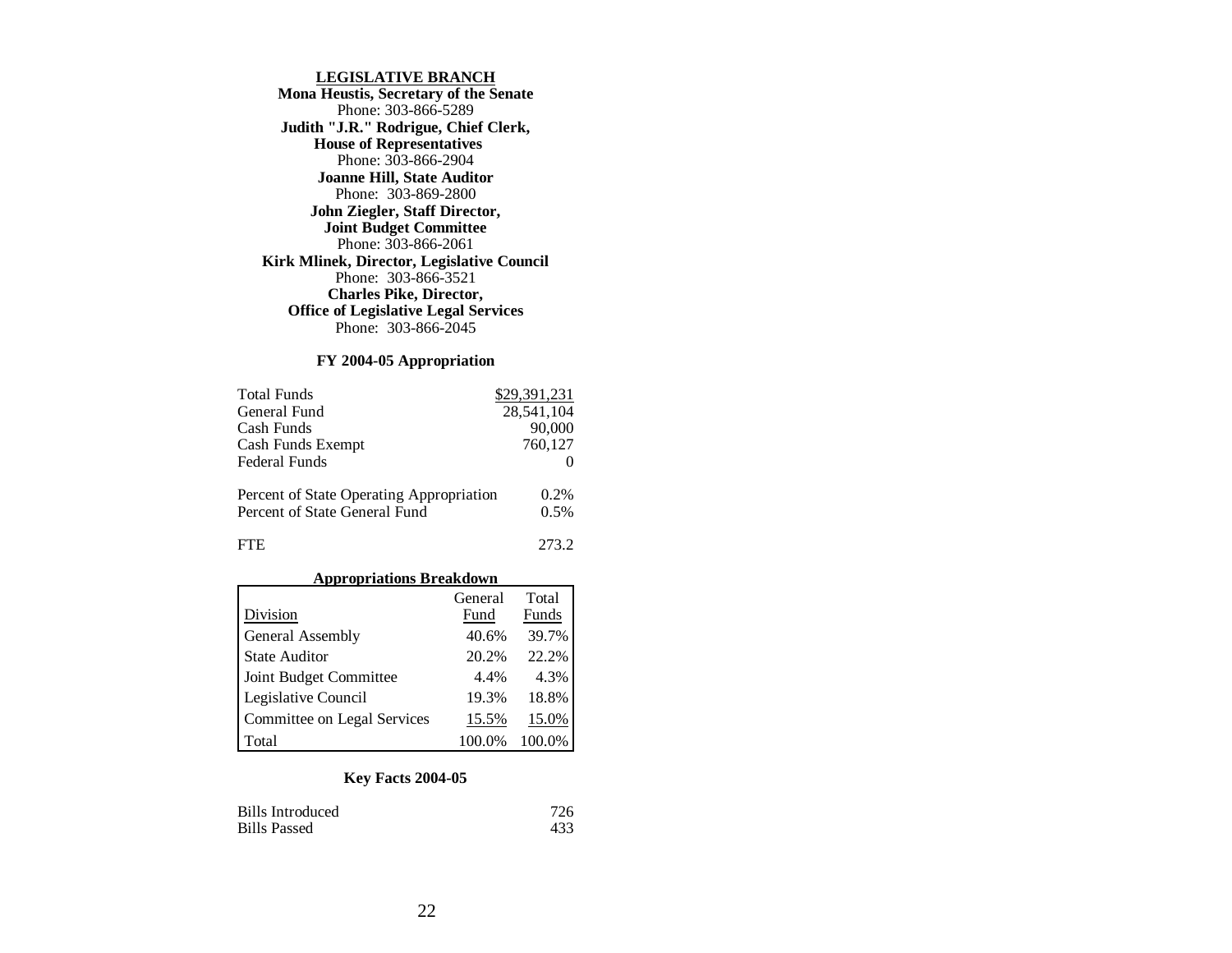## LEGISLATIVE BRANCH

**Mona Heustis, Secretary of the Senate**
Phone: 303-866-5289

**Judith "J.R." Rodrigue, Chief Clerk, House of Representatives**
Phone: 303-866-2904

**Joanne Hill, State Auditor**
Phone: 303-869-2800

**John Ziegler, Staff Director, Joint Budget Committee**
Phone: 303-866-2061

**Kirk Mlinek, Director, Legislative Council**
Phone: 303-866-3521

**Charles Pike, Director, Office of Legislative Legal Services**
Phone: 303-866-2045

### FY 2004-05 Appropriation

| | |
|---|---:|
| Total Funds | $29,391,231 |
| General Fund | 28,541,104 |
| Cash Funds | 90,000 |
| Cash Funds Exempt | 760,127 |
| Federal Funds | 0 |
| Percent of State Operating Appropriation | 0.2% |
| Percent of State General Fund | 0.5% |
| FTE | 273.2 |

### Appropriations Breakdown

| Division | General Fund | Total Funds |
|---|---:|---:|
| General Assembly | 40.6% | 39.7% |
| State Auditor | 20.2% | 22.2% |
| Joint Budget Committee | 4.4% | 4.3% |
| Legislative Council | 19.3% | 18.8% |
| Committee on Legal Services | 15.5% | 15.0% |
| Total | 100.0% | 100.0% |

### Key Facts 2004-05

| | |
|---|---:|
| Bills Introduced | 726 |
| Bills Passed | 433 |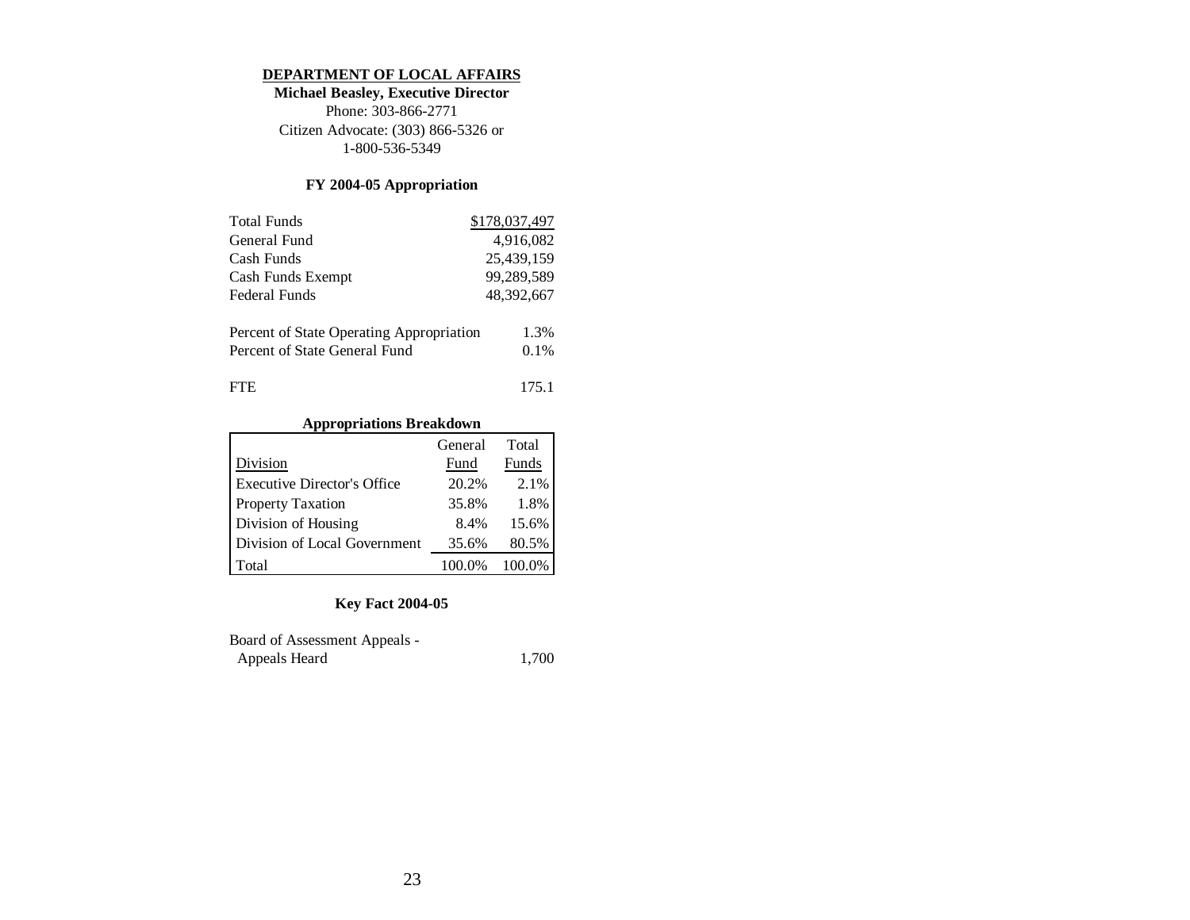# DEPARTMENT OF LOCAL AFFAIRS

**Michael Beasley, Executive Director**

Phone: 303-866-2771

Citizen Advocate: (303) 866-5326 or 1-800-536-5349

## FY 2004-05 Appropriation

| | |
|---|---:|
| Total Funds | $178,037,497 |
| General Fund | 4,916,082 |
| Cash Funds | 25,439,159 |
| Cash Funds Exempt | 99,289,589 |
| Federal Funds | 48,392,667 |

| | |
|---|---:|
| Percent of State Operating Appropriation | 1.3% |
| Percent of State General Fund | 0.1% |

| | |
|---|---:|
| FTE | 175.1 |

### Appropriations Breakdown

| Division | General Fund | Total Funds |
|---|---:|---:|
| Executive Director's Office | 20.2% | 2.1% |
| Property Taxation | 35.8% | 1.8% |
| Division of Housing | 8.4% | 15.6% |
| Division of Local Government | 35.6% | 80.5% |
| Total | 100.0% | 100.0% |

### Key Fact 2004-05

| | |
|---|---:|
| Board of Assessment Appeals - Appeals Heard | 1,700 |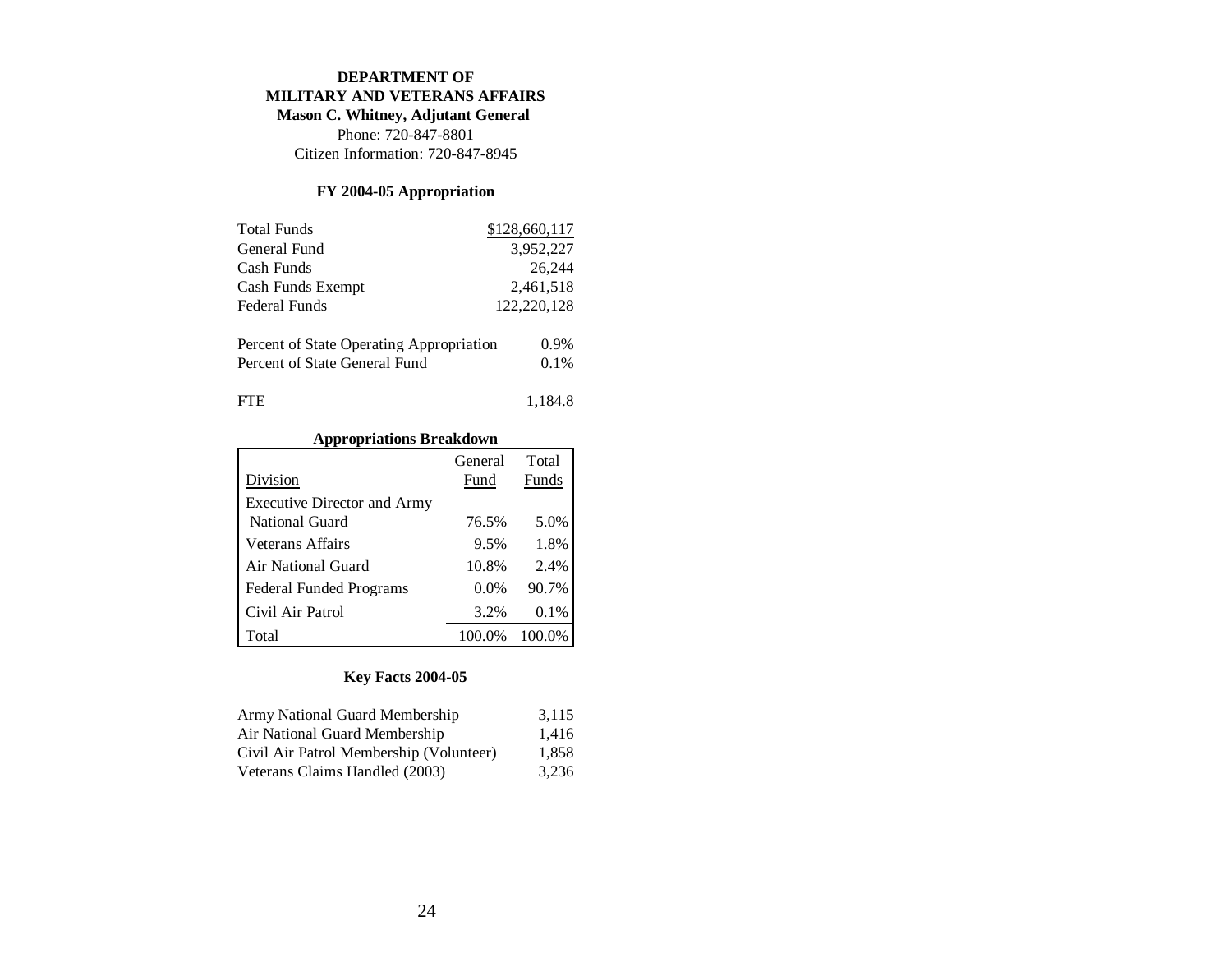# DEPARTMENT OF MILITARY AND VETERANS AFFAIRS

**Mason C. Whitney, Adjutant General**

Phone: 720-847-8801

Citizen Information: 720-847-8945

### FY 2004-05 Appropriation

| | |
|---|---|
| Total Funds | $128,660,117 |
| General Fund | 3,952,227 |
| Cash Funds | 26,244 |
| Cash Funds Exempt | 2,461,518 |
| Federal Funds | 122,220,128 |
| | |
| Percent of State Operating Appropriation | 0.9% |
| Percent of State General Fund | 0.1% |
| | |
| FTE | 1,184.8 |

### Appropriations Breakdown

| Division | General Fund | Total Funds |
|---|---|---|
| Executive Director and Army National Guard | 76.5% | 5.0% |
| Veterans Affairs | 9.5% | 1.8% |
| Air National Guard | 10.8% | 2.4% |
| Federal Funded Programs | 0.0% | 90.7% |
| Civil Air Patrol | 3.2% | 0.1% |
| Total | 100.0% | 100.0% |

### Key Facts 2004-05

| | |
|---|---|
| Army National Guard Membership | 3,115 |
| Air National Guard Membership | 1,416 |
| Civil Air Patrol Membership (Volunteer) | 1,858 |
| Veterans Claims Handled (2003) | 3,236 |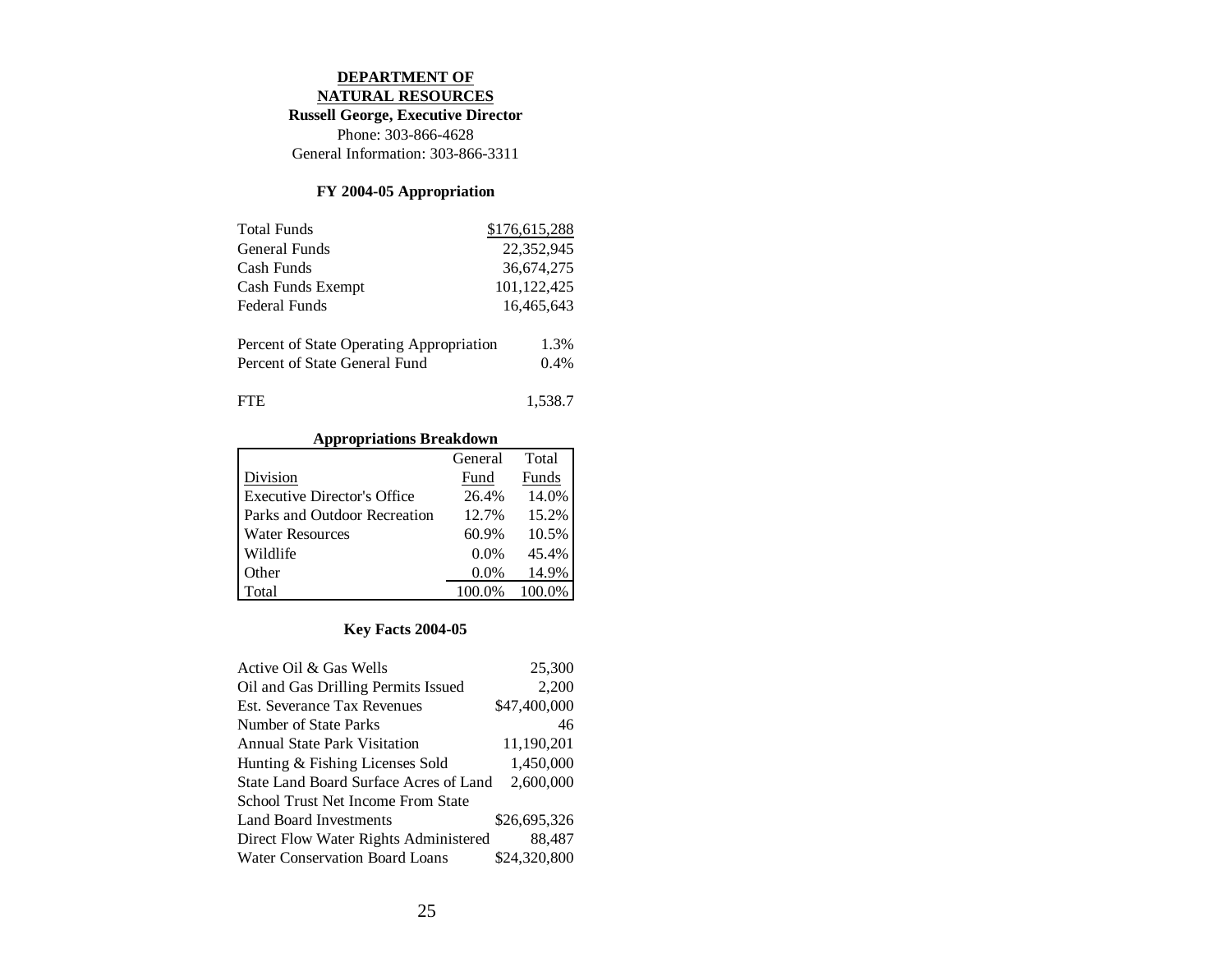**DEPARTMENT OF NATURAL RESOURCES**

**Russell George, Executive Director**

Phone: 303-866-4628

General Information: 303-866-3311

**FY 2004-05 Appropriation**

| | |
|---|---|
| Total Funds | $176,615,288 |
| General Funds | 22,352,945 |
| Cash Funds | 36,674,275 |
| Cash Funds Exempt | 101,122,425 |
| Federal Funds | 16,465,643 |
| | |
| Percent of State Operating Appropriation | 1.3% |
| Percent of State General Fund | 0.4% |
| | |
| FTE | 1,538.7 |

**Appropriations Breakdown**

| Division | General Fund | Total Funds |
|---|---|---|
| Executive Director's Office | 26.4% | 14.0% |
| Parks and Outdoor Recreation | 12.7% | 15.2% |
| Water Resources | 60.9% | 10.5% |
| Wildlife | 0.0% | 45.4% |
| Other | 0.0% | 14.9% |
| Total | 100.0% | 100.0% |

**Key Facts 2004-05**

| | |
|---|---|
| Active Oil & Gas Wells | 25,300 |
| Oil and Gas Drilling Permits Issued | 2,200 |
| Est. Severance Tax Revenues | $47,400,000 |
| Number of State Parks | 46 |
| Annual State Park Visitation | 11,190,201 |
| Hunting & Fishing Licenses Sold | 1,450,000 |
| State Land Board Surface Acres of Land | 2,600,000 |
| School Trust Net Income From State Land Board Investments | $26,695,326 |
| Direct Flow Water Rights Administered | 88,487 |
| Water Conservation Board Loans | $24,320,800 |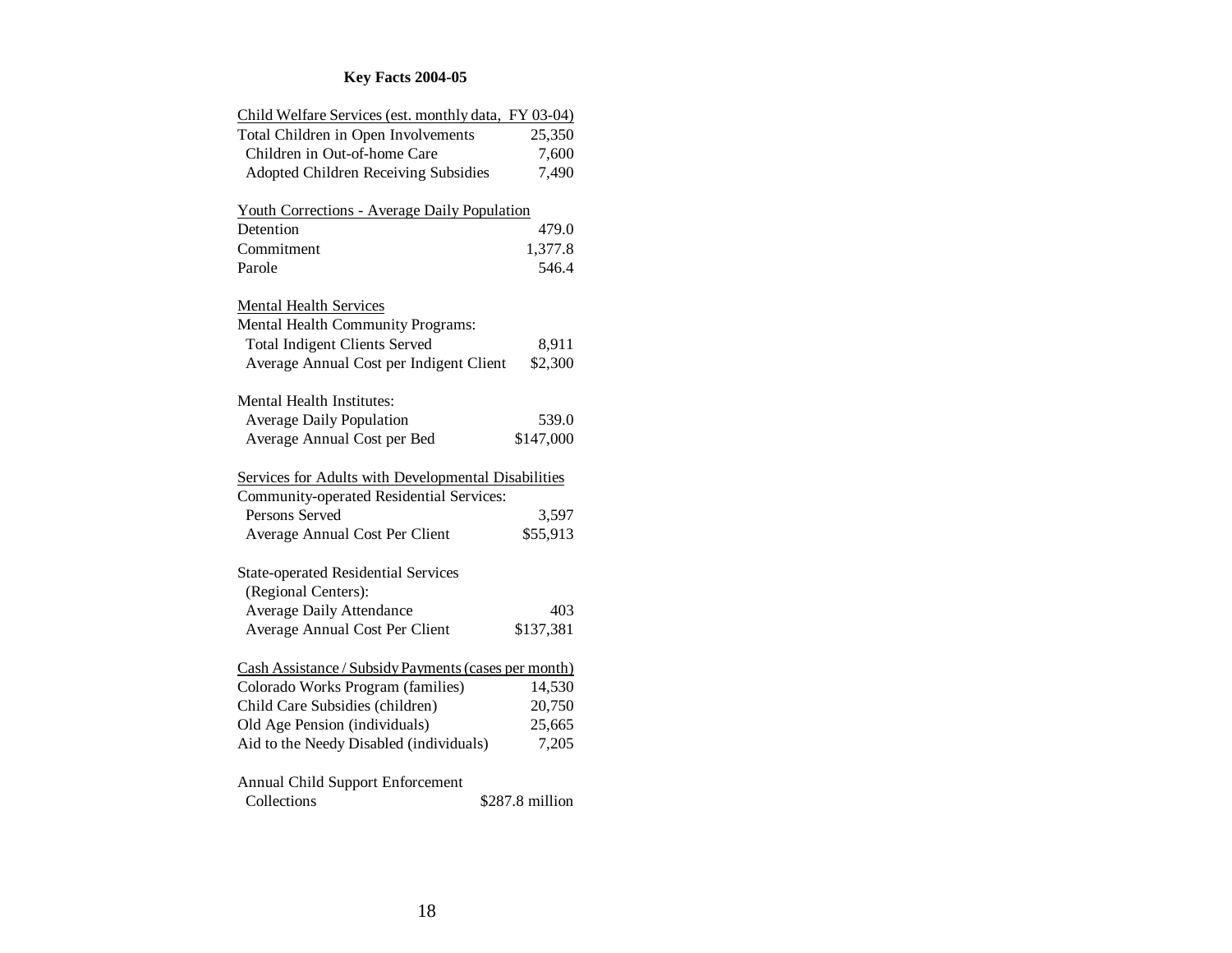**Key Facts 2004-05**

| Child Welfare Services (est. monthly data, FY 03-04) | |
|---|---|
| Total Children in Open Involvements | 25,350 |
| Children in Out-of-home Care | 7,600 |
| Adopted Children Receiving Subsidies | 7,490 |

| Youth Corrections - Average Daily Population | |
|---|---|
| Detention | 479.0 |
| Commitment | 1,377.8 |
| Parole | 546.4 |

| Mental Health Services | |
|---|---|
| Mental Health Community Programs: | |
| Total Indigent Clients Served | 8,911 |
| Average Annual Cost per Indigent Client | $2,300 |
| | |
| Mental Health Institutes: | |
| Average Daily Population | 539.0 |
| Average Annual Cost per Bed | $147,000 |

| Services for Adults with Developmental Disabilities | |
|---|---|
| Community-operated Residential Services: | |
| Persons Served | 3,597 |
| Average Annual Cost Per Client | $55,913 |
| | |
| State-operated Residential Services (Regional Centers): | |
| Average Daily Attendance | 403 |
| Average Annual Cost Per Client | $137,381 |

| Cash Assistance / Subsidy Payments (cases per month) | |
|---|---|
| Colorado Works Program (families) | 14,530 |
| Child Care Subsidies (children) | 20,750 |
| Old Age Pension (individuals) | 25,665 |
| Aid to the Needy Disabled (individuals) | 7,205 |

| Annual Child Support Enforcement | |
|---|---|
| Collections | $287.8 million |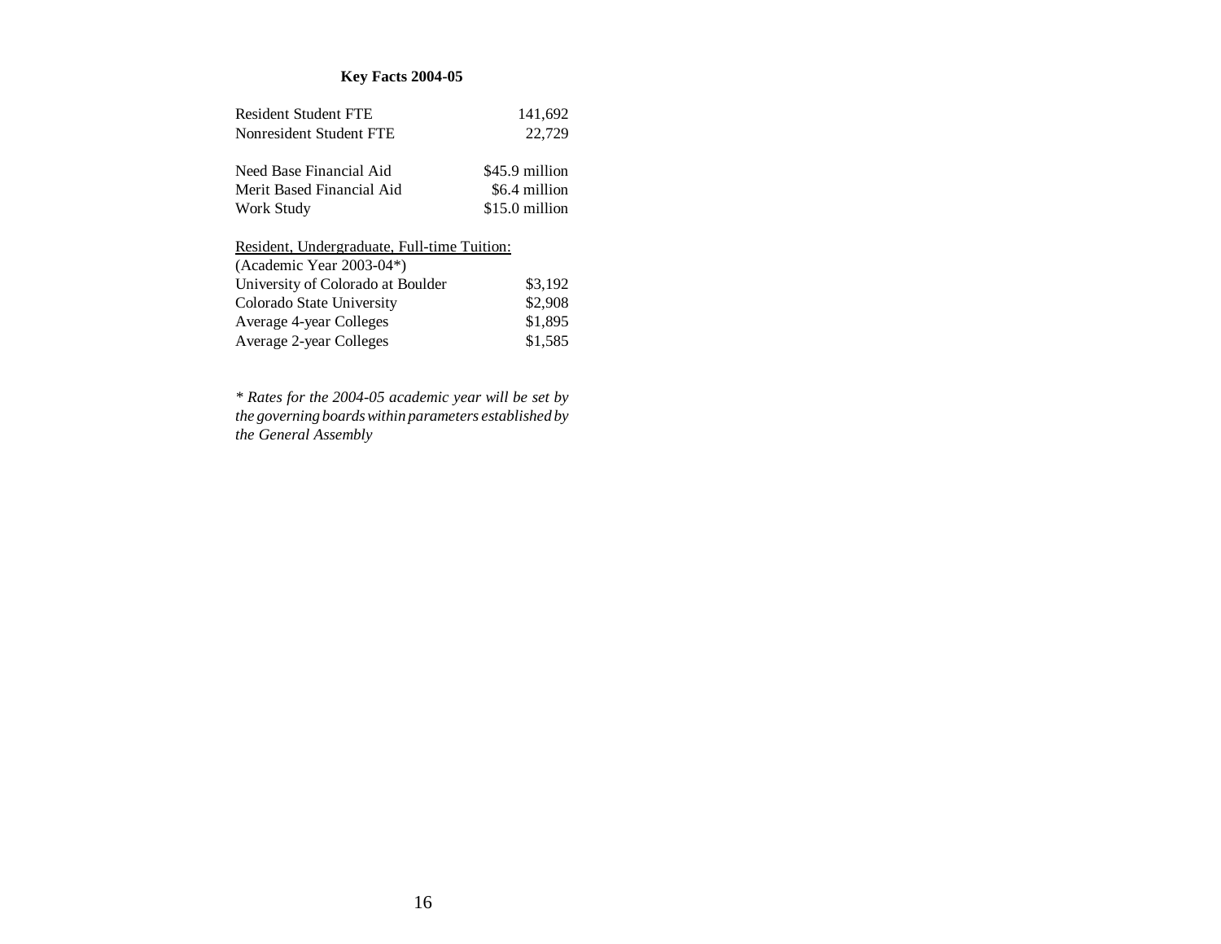**Key Facts 2004-05**

| | |
|---|---|
| Resident Student FTE | 141,692 |
| Nonresident Student FTE | 22,729 |

| | |
|---|---|
| Need Base Financial Aid | $45.9 million |
| Merit Based Financial Aid | $6.4 million |
| Work Study | $15.0 million |

<u>Resident, Undergraduate, Full-time Tuition:</u>

| (Academic Year 2003-04*) | |
|---|---|
| University of Colorado at Boulder | $3,192 |
| Colorado State University | $2,908 |
| Average 4-year Colleges | $1,895 |
| Average 2-year Colleges | $1,585 |

*\* Rates for the 2004-05 academic year will be set by the governing boards within parameters established by the General Assembly*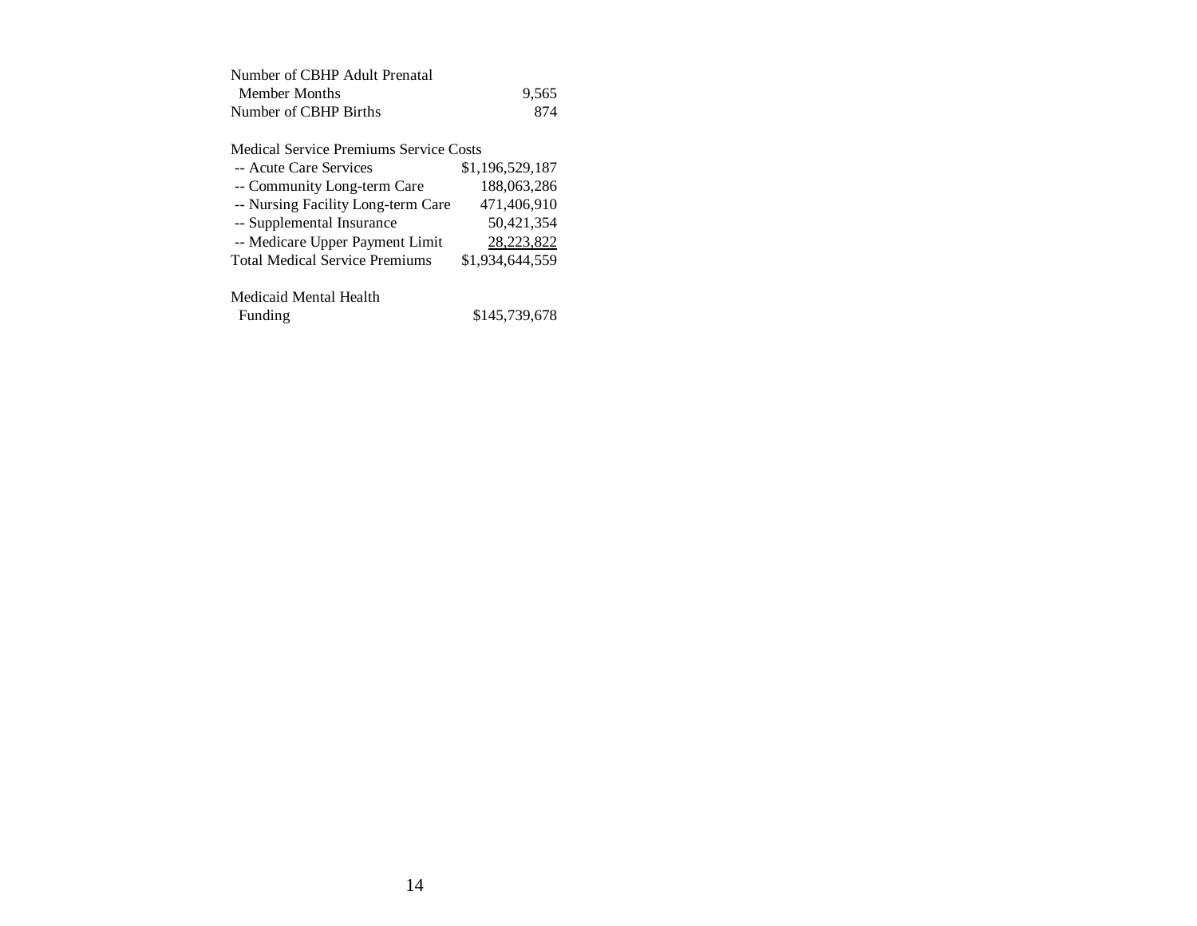| | |
|---|---|
| Number of CBHP Adult Prenatal Member Months | 9,565 |
| Number of CBHP Births | 874 |
| | |
| Medical Service Premiums Service Costs | |
| -- Acute Care Services | $1,196,529,187 |
| -- Community Long-term Care | 188,063,286 |
| -- Nursing Facility Long-term Care | 471,406,910 |
| -- Supplemental Insurance | 50,421,354 |
| -- Medicare Upper Payment Limit | 28,223,822 |
| Total Medical Service Premiums | $1,934,644,559 |
| | |
| Medicaid Mental Health Funding | $145,739,678 |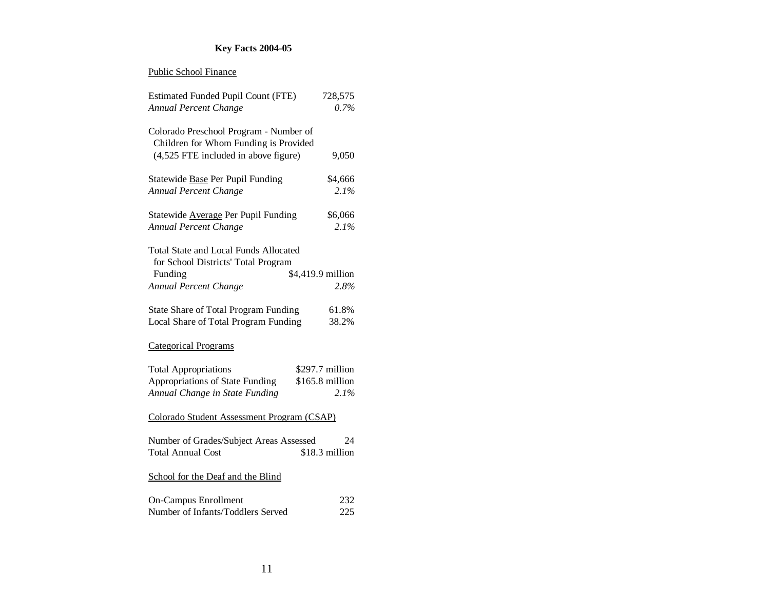## Key Facts 2004-05

### Public School Finance

| | |
|---|---|
| Estimated Funded Pupil Count (FTE) | 728,575 |
| *Annual Percent Change* | *0.7%* |
| Colorado Preschool Program - Number of Children for Whom Funding is Provided (4,525 FTE included in above figure) | 9,050 |
| Statewide Base Per Pupil Funding | $4,666 |
| *Annual Percent Change* | *2.1%* |
| Statewide Average Per Pupil Funding | $6,066 |
| *Annual Percent Change* | *2.1%* |
| Total State and Local Funds Allocated for School Districts' Total Program Funding | $4,419.9 million |
| *Annual Percent Change* | *2.8%* |
| State Share of Total Program Funding | 61.8% |
| Local Share of Total Program Funding | 38.2% |

### Categorical Programs

| | |
|---|---|
| Total Appropriations | $297.7 million |
| Appropriations of State Funding | $165.8 million |
| *Annual Change in State Funding* | *2.1%* |

### Colorado Student Assessment Program (CSAP)

| | |
|---|---|
| Number of Grades/Subject Areas Assessed | 24 |
| Total Annual Cost | $18.3 million |

### School for the Deaf and the Blind

| | |
|---|---|
| On-Campus Enrollment | 232 |
| Number of Infants/Toddlers Served | 225 |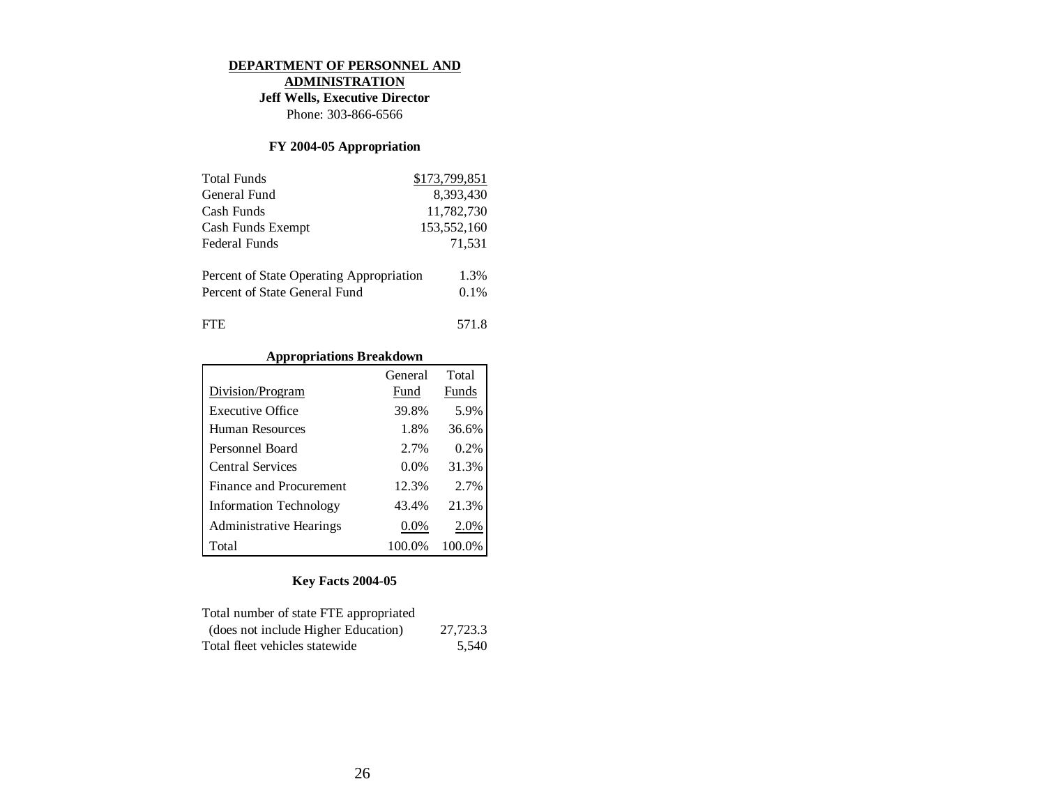# DEPARTMENT OF PERSONNEL AND ADMINISTRATION

**Jeff Wells, Executive Director**

Phone: 303-866-6566

## FY 2004-05 Appropriation

| | |
|---|---|
| Total Funds | $173,799,851 |
| General Fund | 8,393,430 |
| Cash Funds | 11,782,730 |
| Cash Funds Exempt | 153,552,160 |
| Federal Funds | 71,531 |

| | |
|---|---|
| Percent of State Operating Appropriation | 1.3% |
| Percent of State General Fund | 0.1% |

| | |
|---|---|
| FTE | 571.8 |

## Appropriations Breakdown

| Division/Program | General Fund | Total Funds |
|---|---|---|
| Executive Office | 39.8% | 5.9% |
| Human Resources | 1.8% | 36.6% |
| Personnel Board | 2.7% | 0.2% |
| Central Services | 0.0% | 31.3% |
| Finance and Procurement | 12.3% | 2.7% |
| Information Technology | 43.4% | 21.3% |
| Administrative Hearings | 0.0% | 2.0% |
| Total | 100.0% | 100.0% |

## Key Facts 2004-05

| | |
|---|---|
| Total number of state FTE appropriated (does not include Higher Education) | 27,723.3 |
| Total fleet vehicles statewide | 5,540 |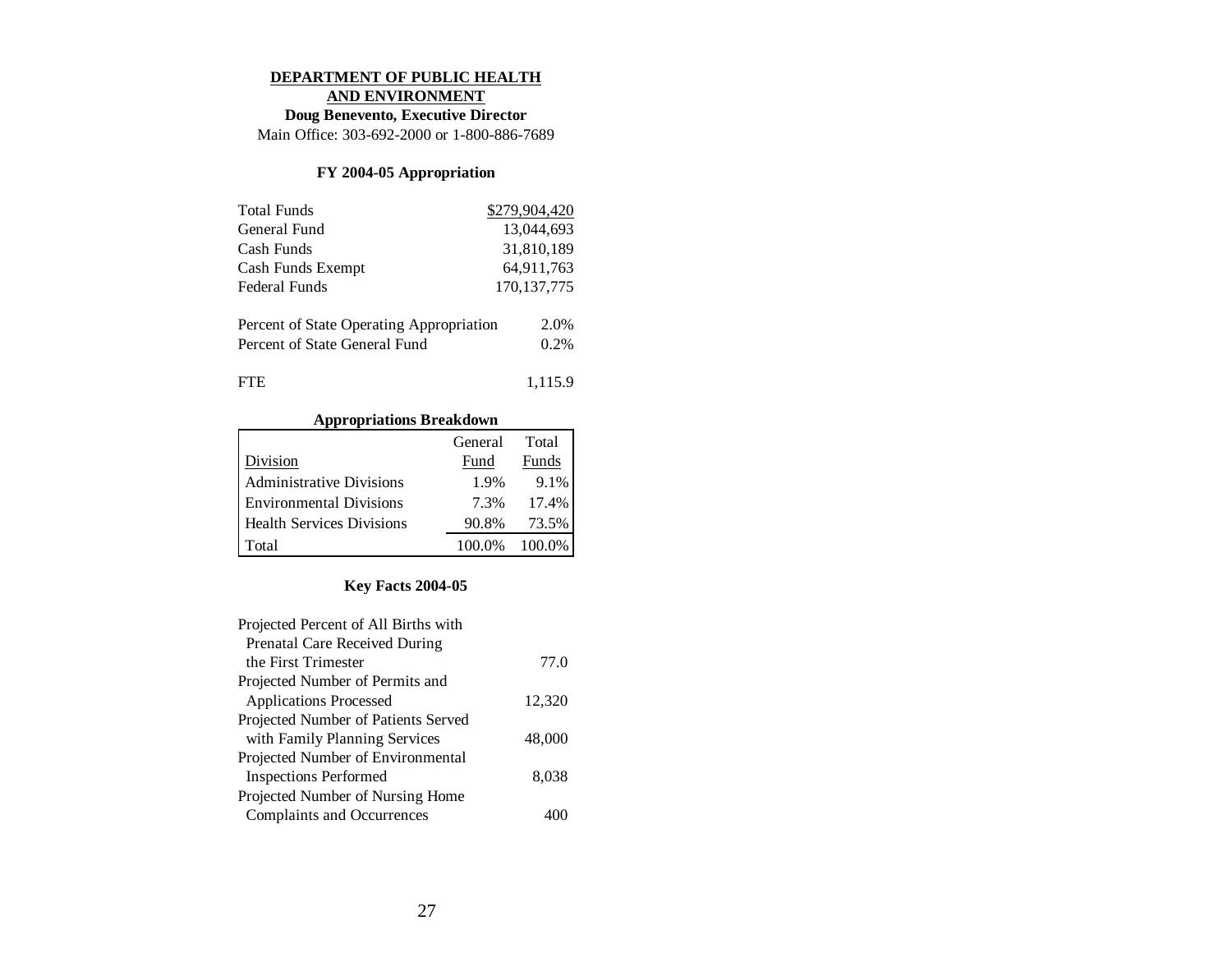# DEPARTMENT OF PUBLIC HEALTH AND ENVIRONMENT

**Doug Benevento, Executive Director**

Main Office: 303-692-2000 or 1-800-886-7689

### FY 2004-05 Appropriation

| | |
|---|---|
| Total Funds | $279,904,420 |
| General Fund | 13,044,693 |
| Cash Funds | 31,810,189 |
| Cash Funds Exempt | 64,911,763 |
| Federal Funds | 170,137,775 |

| | |
|---|---|
| Percent of State Operating Appropriation | 2.0% |
| Percent of State General Fund | 0.2% |

| | |
|---|---|
| FTE | 1,115.9 |

### Appropriations Breakdown

| Division | General Fund | Total Funds |
|---|---|---|
| Administrative Divisions | 1.9% | 9.1% |
| Environmental Divisions | 7.3% | 17.4% |
| Health Services Divisions | 90.8% | 73.5% |
| Total | 100.0% | 100.0% |

### Key Facts 2004-05

| | |
|---|---|
| Projected Percent of All Births with Prenatal Care Received During the First Trimester | 77.0 |
| Projected Number of Permits and Applications Processed | 12,320 |
| Projected Number of Patients Served with Family Planning Services | 48,000 |
| Projected Number of Environmental Inspections Performed | 8,038 |
| Projected Number of Nursing Home Complaints and Occurrences | 400 |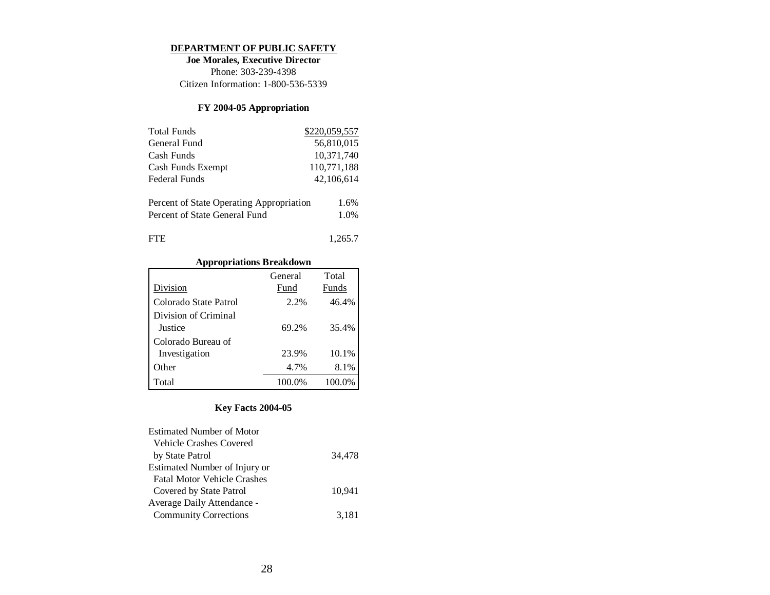## DEPARTMENT OF PUBLIC SAFETY

**Joe Morales, Executive Director**
Phone: 303-239-4398
Citizen Information: 1-800-536-5339

### FY 2004-05 Appropriation

| | |
|---|---|
| Total Funds | $220,059,557 |
| General Fund | 56,810,015 |
| Cash Funds | 10,371,740 |
| Cash Funds Exempt | 110,771,188 |
| Federal Funds | 42,106,614 |

| | |
|---|---|
| Percent of State Operating Appropriation | 1.6% |
| Percent of State General Fund | 1.0% |

| | |
|---|---|
| FTE | 1,265.7 |

### Appropriations Breakdown

| Division | General Fund | Total Funds |
|---|---|---|
| Colorado State Patrol | 2.2% | 46.4% |
| Division of Criminal Justice | 69.2% | 35.4% |
| Colorado Bureau of Investigation | 23.9% | 10.1% |
| Other | 4.7% | 8.1% |
| Total | 100.0% | 100.0% |

### Key Facts 2004-05

| | |
|---|---|
| Estimated Number of Motor Vehicle Crashes Covered by State Patrol | 34,478 |
| Estimated Number of Injury or Fatal Motor Vehicle Crashes Covered by State Patrol | 10,941 |
| Average Daily Attendance - Community Corrections | 3,181 |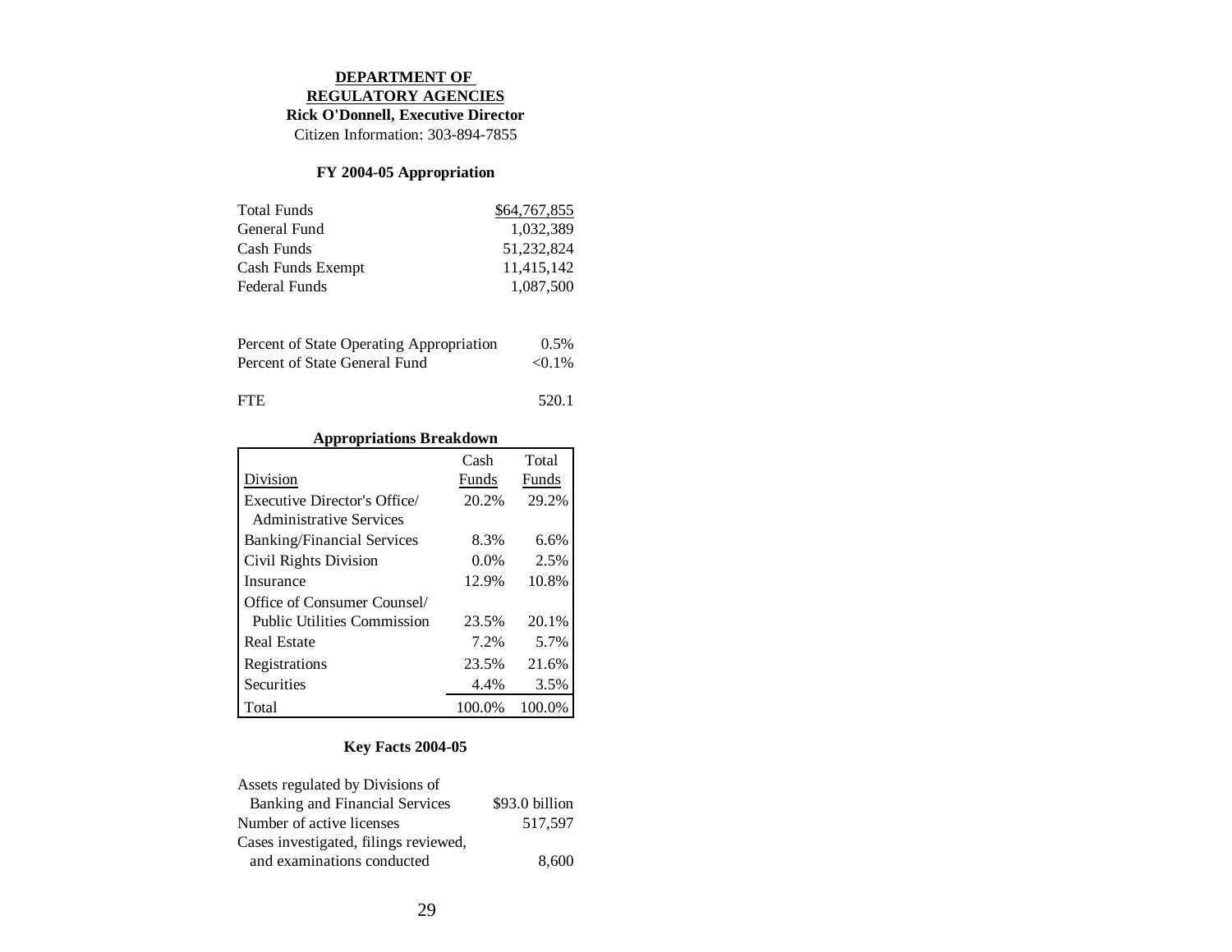# DEPARTMENT OF REGULATORY AGENCIES

**Rick O'Donnell, Executive Director**

Citizen Information: 303-894-7855

### FY 2004-05 Appropriation

| | |
|---|---:|
| Total Funds | $64,767,855 |
| General Fund | 1,032,389 |
| Cash Funds | 51,232,824 |
| Cash Funds Exempt | 11,415,142 |
| Federal Funds | 1,087,500 |

| | |
|---|---:|
| Percent of State Operating Appropriation | 0.5% |
| Percent of State General Fund | <0.1% |
| FTE | 520.1 |

### Appropriations Breakdown

| Division | Cash Funds | Total Funds |
|---|---:|---:|
| Executive Director's Office/ Administrative Services | 20.2% | 29.2% |
| Banking/Financial Services | 8.3% | 6.6% |
| Civil Rights Division | 0.0% | 2.5% |
| Insurance | 12.9% | 10.8% |
| Office of Consumer Counsel/ Public Utilities Commission | 23.5% | 20.1% |
| Real Estate | 7.2% | 5.7% |
| Registrations | 23.5% | 21.6% |
| Securities | 4.4% | 3.5% |
| Total | 100.0% | 100.0% |

### Key Facts 2004-05

| | |
|---|---:|
| Assets regulated by Divisions of Banking and Financial Services | $93.0 billion |
| Number of active licenses | 517,597 |
| Cases investigated, filings reviewed, and examinations conducted | 8,600 |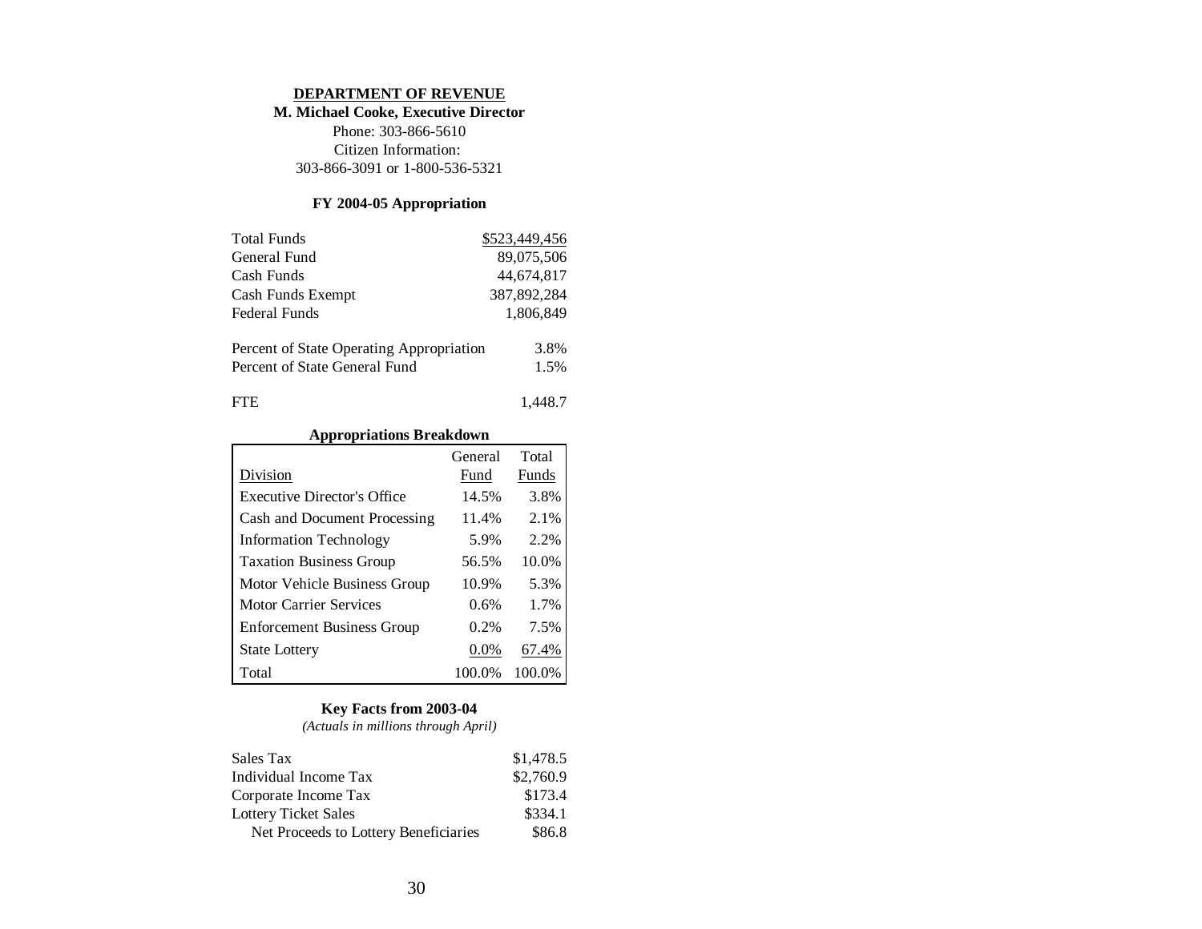# DEPARTMENT OF REVENUE

**M. Michael Cooke, Executive Director**

Phone: 303-866-5610

Citizen Information:

303-866-3091 or 1-800-536-5321

### FY 2004-05 Appropriation

| | |
|---|---|
| Total Funds | $523,449,456 |
| General Fund | 89,075,506 |
| Cash Funds | 44,674,817 |
| Cash Funds Exempt | 387,892,284 |
| Federal Funds | 1,806,849 |

| | |
|---|---|
| Percent of State Operating Appropriation | 3.8% |
| Percent of State General Fund | 1.5% |

| | |
|---|---|
| FTE | 1,448.7 |

### Appropriations Breakdown

| Division | General Fund | Total Funds |
|---|---|---|
| Executive Director's Office | 14.5% | 3.8% |
| Cash and Document Processing | 11.4% | 2.1% |
| Information Technology | 5.9% | 2.2% |
| Taxation Business Group | 56.5% | 10.0% |
| Motor Vehicle Business Group | 10.9% | 5.3% |
| Motor Carrier Services | 0.6% | 1.7% |
| Enforcement Business Group | 0.2% | 7.5% |
| State Lottery | 0.0% | 67.4% |
| Total | 100.0% | 100.0% |

### Key Facts from 2003-04

*(Actuals in millions through April)*

| | |
|---|---|
| Sales Tax | $1,478.5 |
| Individual Income Tax | $2,760.9 |
| Corporate Income Tax | $173.4 |
| Lottery Ticket Sales | $334.1 |
| Net Proceeds to Lottery Beneficiaries | $86.8 |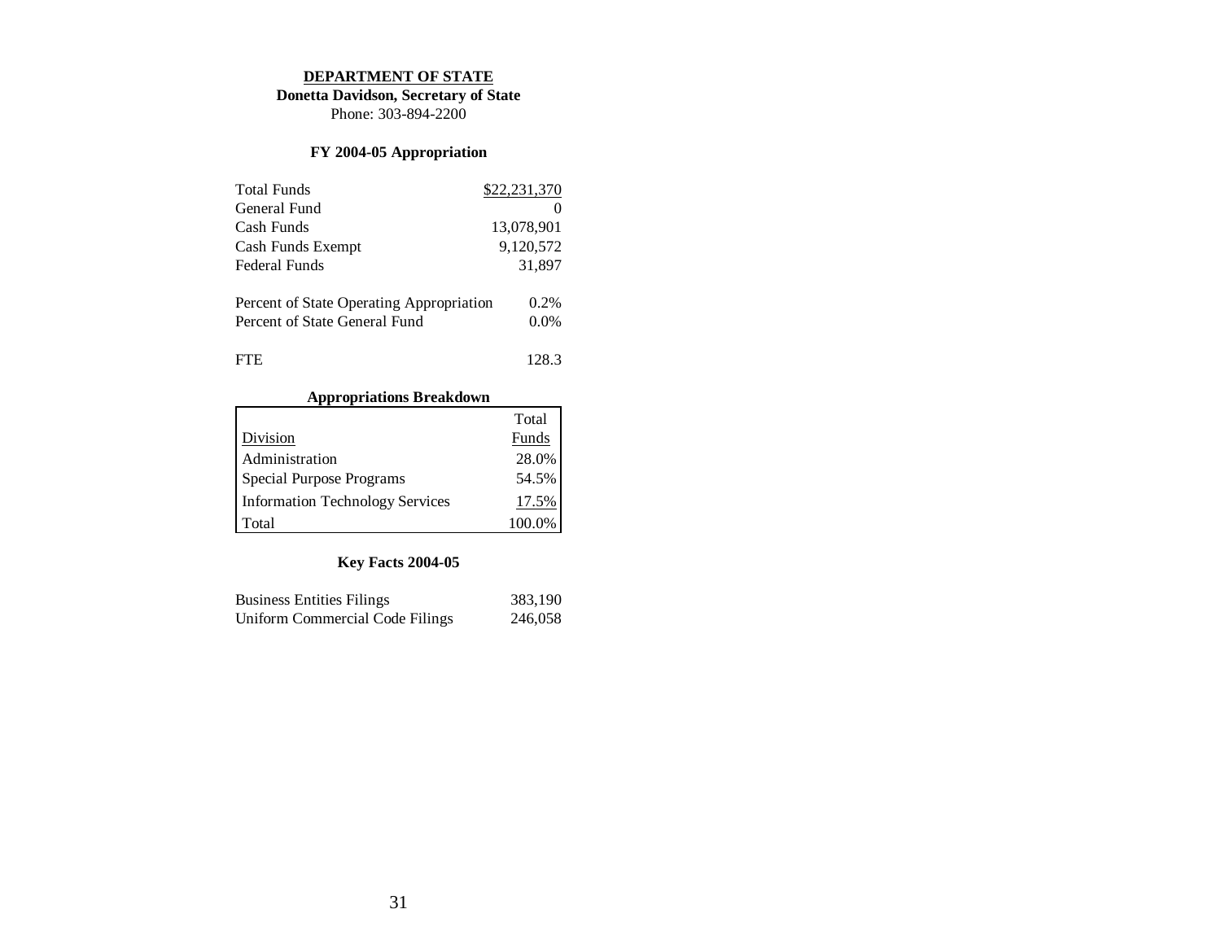# DEPARTMENT OF STATE

**Donetta Davidson, Secretary of State**

Phone: 303-894-2200

## FY 2004-05 Appropriation

| | |
|---|---|
| Total Funds | $22,231,370 |
| General Fund | 0 |
| Cash Funds | 13,078,901 |
| Cash Funds Exempt | 9,120,572 |
| Federal Funds | 31,897 |
| | |
| Percent of State Operating Appropriation | 0.2% |
| Percent of State General Fund | 0.0% |
| | |
| FTE | 128.3 |

## Appropriations Breakdown

| Division | Total Funds |
|---|---|
| Administration | 28.0% |
| Special Purpose Programs | 54.5% |
| Information Technology Services | 17.5% |
| Total | 100.0% |

## Key Facts 2004-05

| | |
|---|---|
| Business Entities Filings | 383,190 |
| Uniform Commercial Code Filings | 246,058 |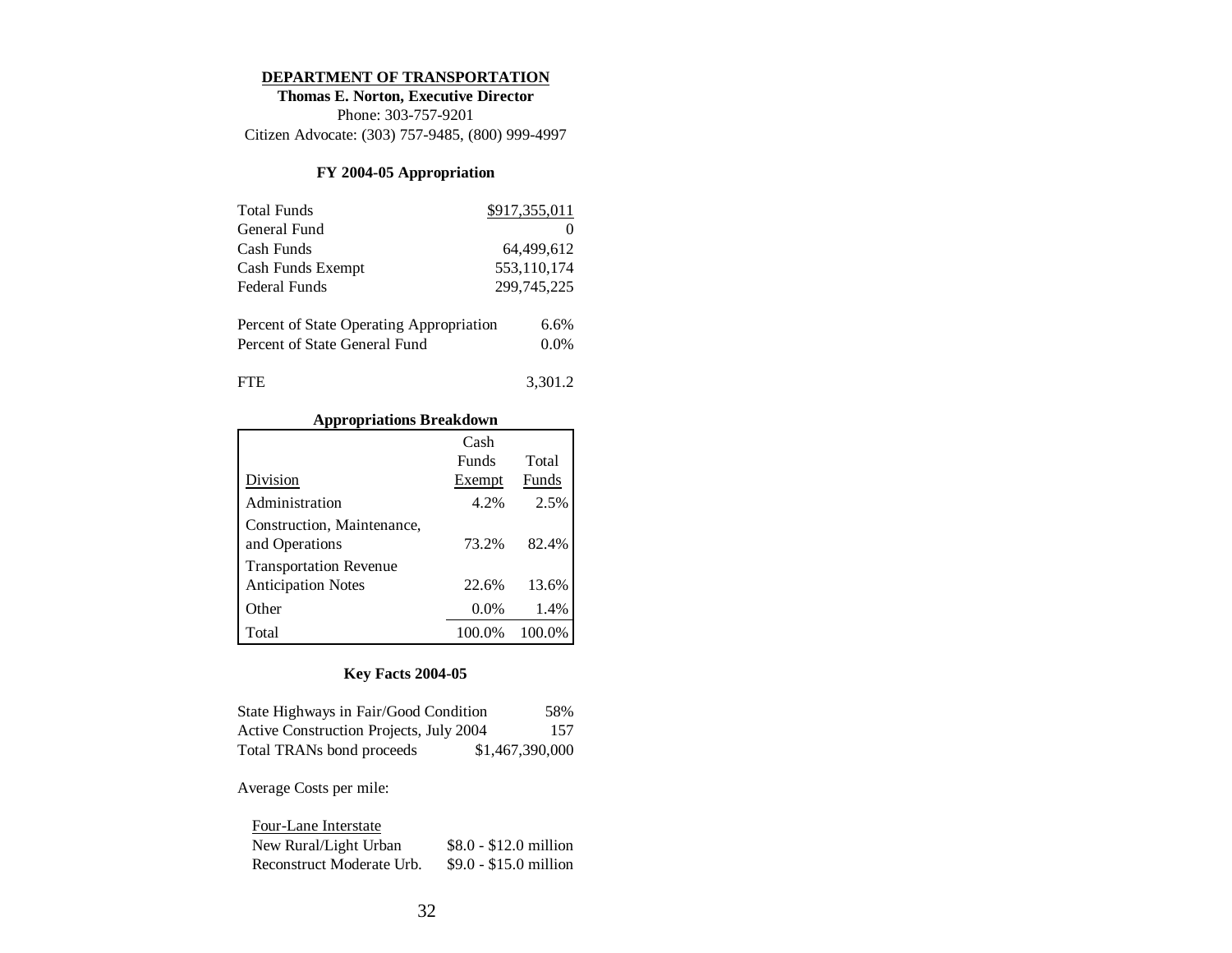# DEPARTMENT OF TRANSPORTATION

**Thomas E. Norton, Executive Director**

Phone: 303-757-9201

Citizen Advocate: (303) 757-9485, (800) 999-4997

### FY 2004-05 Appropriation

| | |
|---|---|
| Total Funds | $917,355,011 |
| General Fund | 0 |
| Cash Funds | 64,499,612 |
| Cash Funds Exempt | 553,110,174 |
| Federal Funds | 299,745,225 |

| | |
|---|---|
| Percent of State Operating Appropriation | 6.6% |
| Percent of State General Fund | 0.0% |

| | |
|---|---|
| FTE | 3,301.2 |

### Appropriations Breakdown

| Division | Cash Funds Exempt | Total Funds |
|---|---|---|
| Administration | 4.2% | 2.5% |
| Construction, Maintenance, and Operations | 73.2% | 82.4% |
| Transportation Revenue Anticipation Notes | 22.6% | 13.6% |
| Other | 0.0% | 1.4% |
| Total | 100.0% | 100.0% |

### Key Facts 2004-05

| | |
|---|---|
| State Highways in Fair/Good Condition | 58% |
| Active Construction Projects, July 2004 | 157 |
| Total TRANs bond proceeds | $1,467,390,000 |

Average Costs per mile:

| Four-Lane Interstate | |
|---|---|
| New Rural/Light Urban | $8.0 - $12.0 million |
| Reconstruct Moderate Urb. | $9.0 - $15.0 million |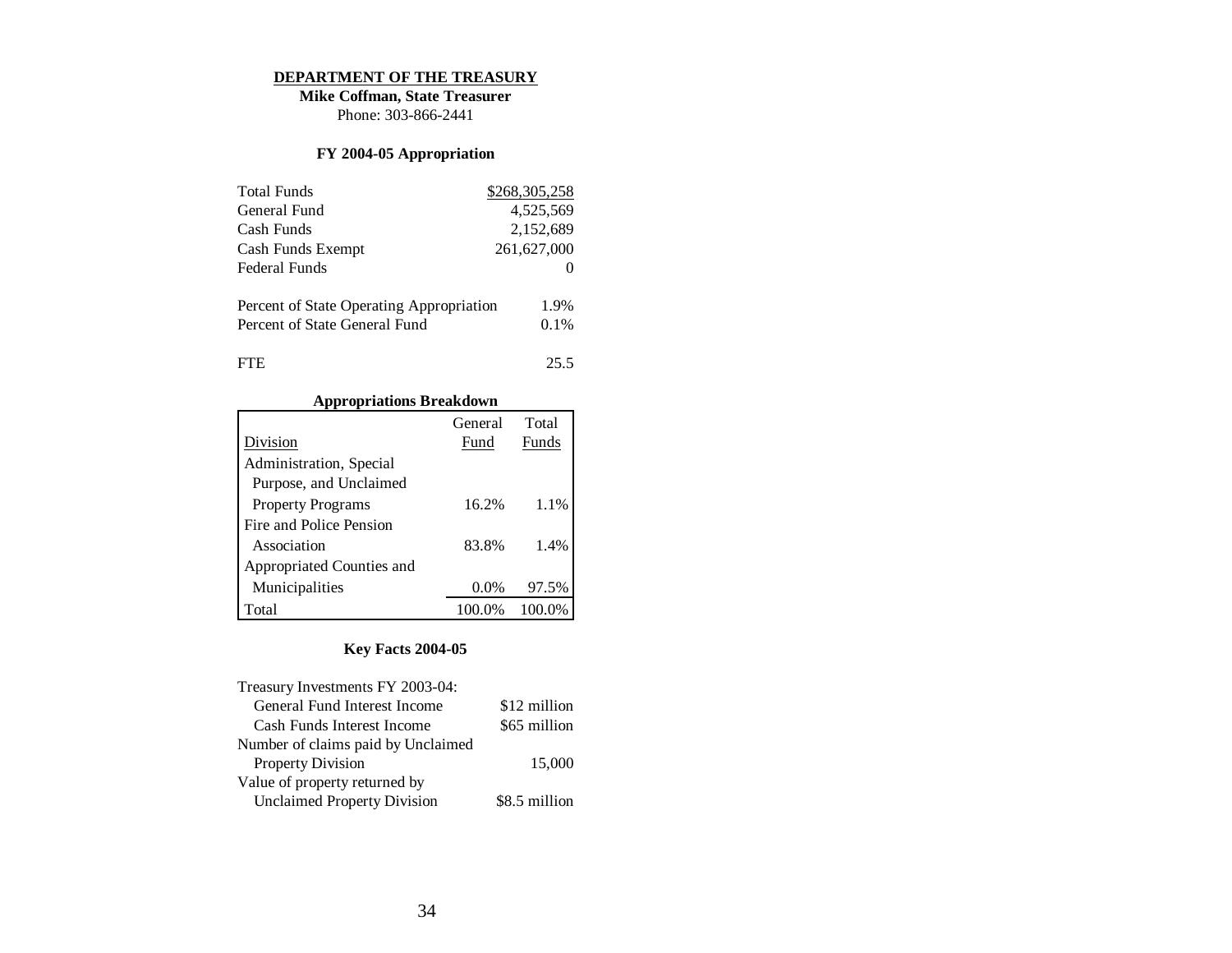# DEPARTMENT OF THE TREASURY

**Mike Coffman, State Treasurer**

Phone: 303-866-2441

## FY 2004-05 Appropriation

| | |
|---|---|
| Total Funds | $268,305,258 |
| General Fund | 4,525,569 |
| Cash Funds | 2,152,689 |
| Cash Funds Exempt | 261,627,000 |
| Federal Funds | 0 |
| | |
| Percent of State Operating Appropriation | 1.9% |
| Percent of State General Fund | 0.1% |
| | |
| FTE | 25.5 |

## Appropriations Breakdown

| Division | General Fund | Total Funds |
|---|---|---|
| Administration, Special Purpose, and Unclaimed Property Programs | 16.2% | 1.1% |
| Fire and Police Pension Association | 83.8% | 1.4% |
| Appropriated Counties and Municipalities | 0.0% | 97.5% |
| Total | 100.0% | 100.0% |

## Key Facts 2004-05

| | |
|---|---|
| Treasury Investments FY 2003-04: | |
| General Fund Interest Income | $12 million |
| Cash Funds Interest Income | $65 million |
| Number of claims paid by Unclaimed Property Division | 15,000 |
| Value of property returned by Unclaimed Property Division | $8.5 million |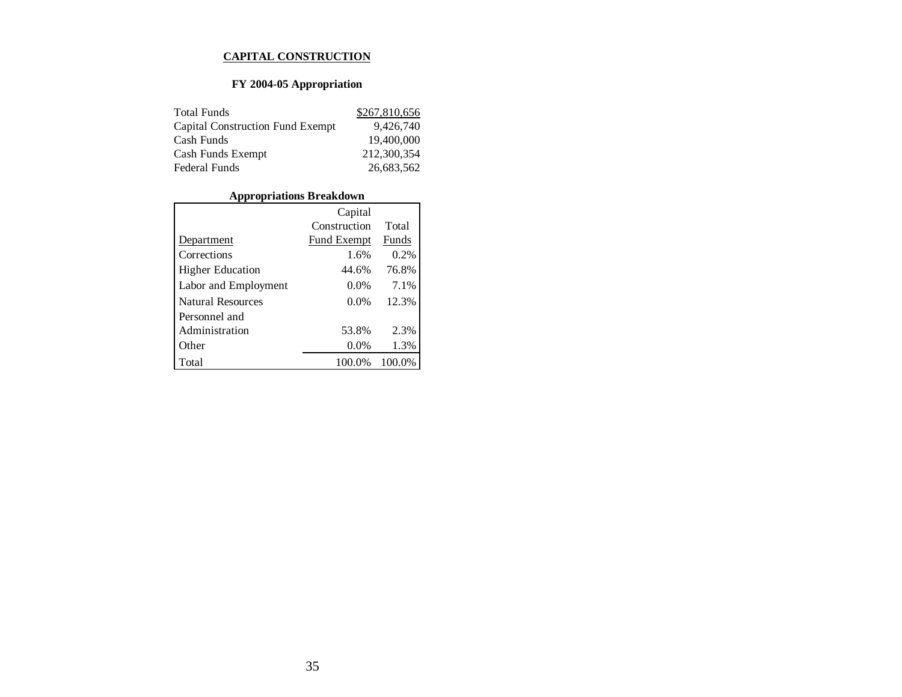# CAPITAL CONSTRUCTION

## FY 2004-05 Appropriation

| | |
|---|---|
| Total Funds | $267,810,656 |
| Capital Construction Fund Exempt | 9,426,740 |
| Cash Funds | 19,400,000 |
| Cash Funds Exempt | 212,300,354 |
| Federal Funds | 26,683,562 |

### Appropriations Breakdown

| Department | Capital Construction Fund Exempt | Total Funds |
|---|---|---|
| Corrections | 1.6% | 0.2% |
| Higher Education | 44.6% | 76.8% |
| Labor and Employment | 0.0% | 7.1% |
| Natural Resources | 0.0% | 12.3% |
| Personnel and Administration | 53.8% | 2.3% |
| Other | 0.0% | 1.3% |
| Total | 100.0% | 100.0% |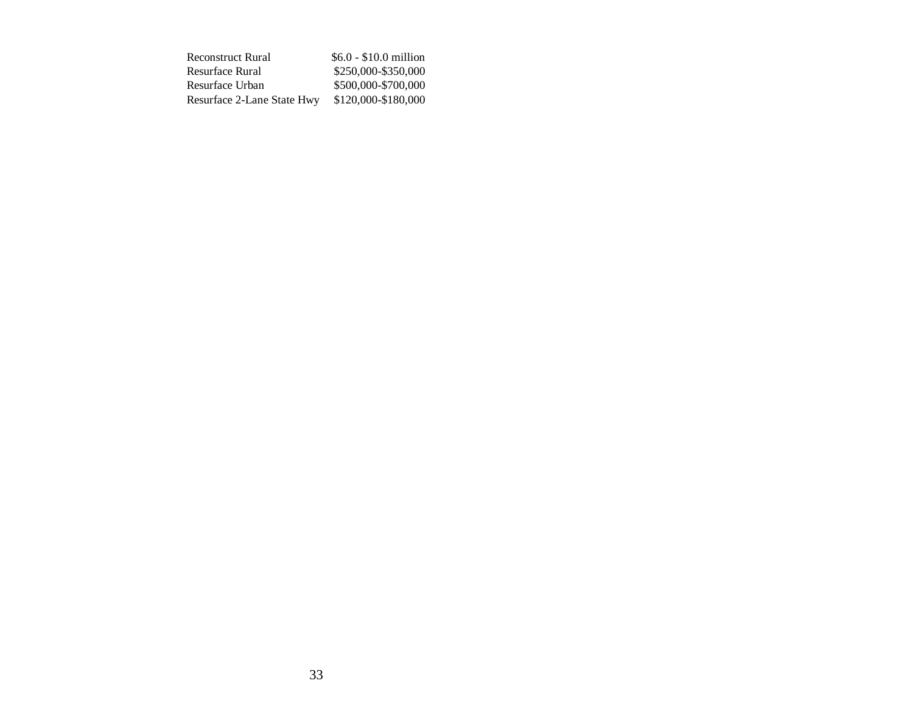| | |
|---|---|
| Reconstruct Rural | $6.0 - $10.0 million |
| Resurface Rural | $250,000-$350,000 |
| Resurface Urban | $500,000-$700,000 |
| Resurface 2-Lane State Hwy | $120,000-$180,000 |